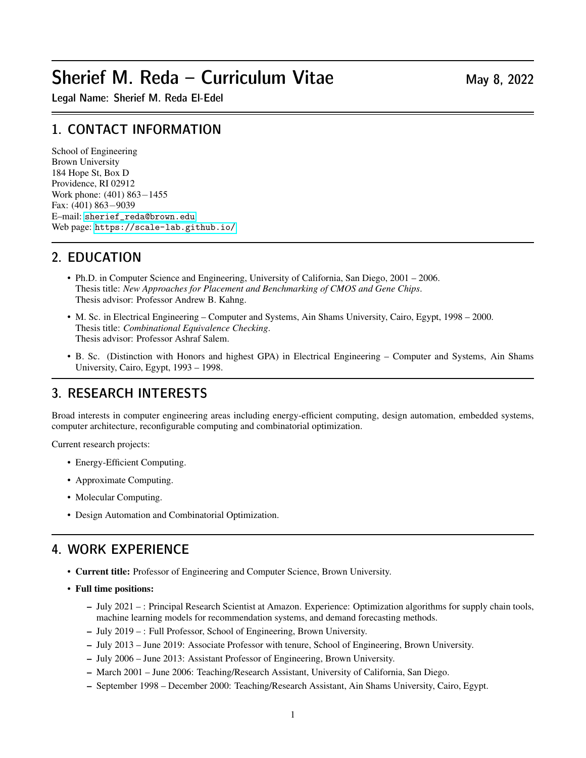# Sherief M. Reda – Curriculum Vitae

May 8, 2022

**Legal Name: Sherief M. Reda El-Edel**

## 1. CONTACT INFORMATION

School of Engineering
Brown University
184 Hope St, Box D
Providence, RI 02912
Work phone: (401) 863−1455
Fax: (401) 863−9039
E–mail: sherief_reda@brown.edu
Web page: https://scale-lab.github.io/

## 2. EDUCATION

- Ph.D. in Computer Science and Engineering, University of California, San Diego, 2001 – 2006.
  Thesis title: *New Approaches for Placement and Benchmarking of CMOS and Gene Chips*.
  Thesis advisor: Professor Andrew B. Kahng.
- M. Sc. in Electrical Engineering – Computer and Systems, Ain Shams University, Cairo, Egypt, 1998 – 2000.
  Thesis title: *Combinational Equivalence Checking*.
  Thesis advisor: Professor Ashraf Salem.
- B. Sc. (Distinction with Honors and highest GPA) in Electrical Engineering – Computer and Systems, Ain Shams University, Cairo, Egypt, 1993 – 1998.

## 3. RESEARCH INTERESTS

Broad interests in computer engineering areas including energy-efficient computing, design automation, embedded systems, computer architecture, reconfigurable computing and combinatorial optimization.

Current research projects:

- Energy-Efficient Computing.
- Approximate Computing.
- Molecular Computing.
- Design Automation and Combinatorial Optimization.

## 4. WORK EXPERIENCE

- **Current title:** Professor of Engineering and Computer Science, Brown University.
- **Full time positions:**
  - July 2021 – : Principal Research Scientist at Amazon. Experience: Optimization algorithms for supply chain tools, machine learning models for recommendation systems, and demand forecasting methods.
  - July 2019 – : Full Professor, School of Engineering, Brown University.
  - July 2013 – June 2019: Associate Professor with tenure, School of Engineering, Brown University.
  - July 2006 – June 2013: Assistant Professor of Engineering, Brown University.
  - March 2001 – June 2006: Teaching/Research Assistant, University of California, San Diego.
  - September 1998 – December 2000: Teaching/Research Assistant, Ain Shams University, Cairo, Egypt.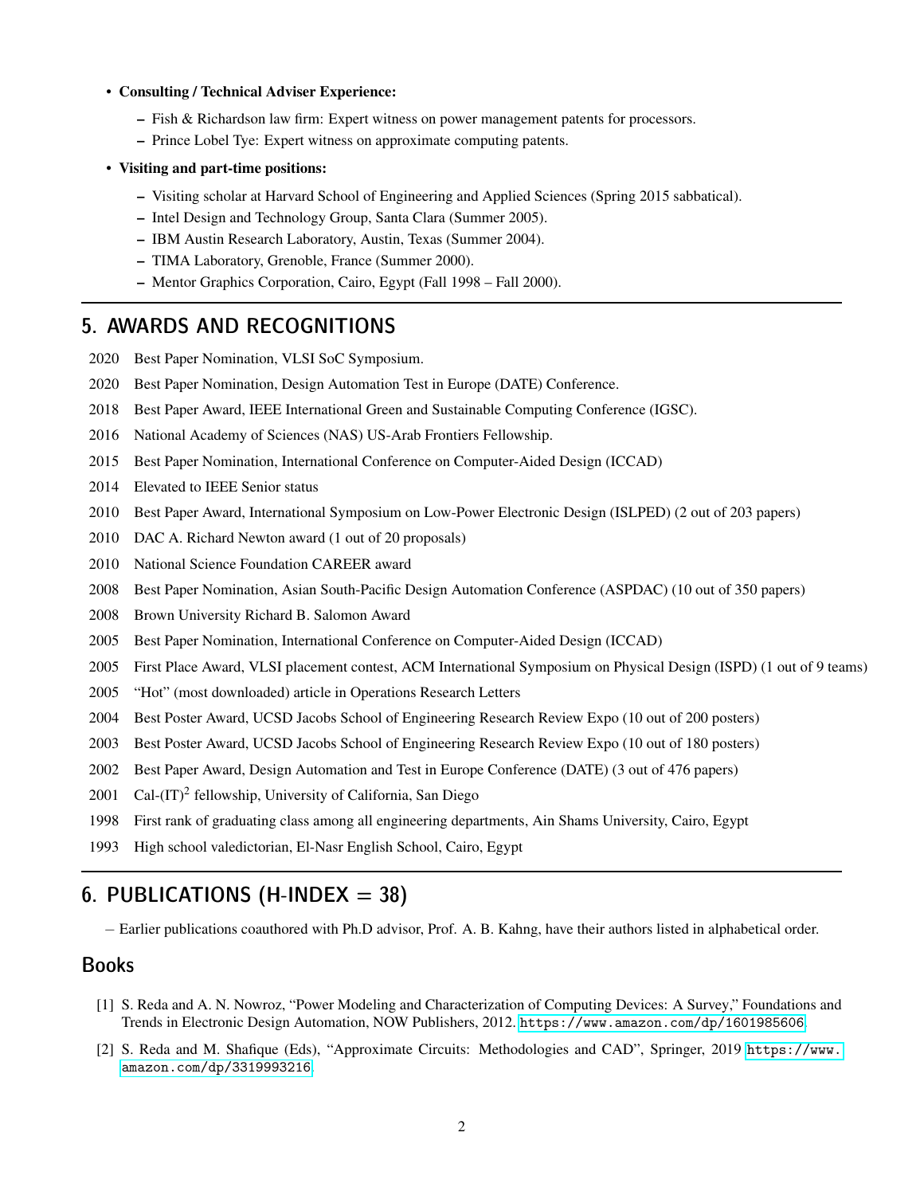- **Consulting / Technical Adviser Experience:**
  - Fish & Richardson law firm: Expert witness on power management patents for processors.
  - Prince Lobel Tye: Expert witness on approximate computing patents.
- **Visiting and part-time positions:**
  - Visiting scholar at Harvard School of Engineering and Applied Sciences (Spring 2015 sabbatical).
  - Intel Design and Technology Group, Santa Clara (Summer 2005).
  - IBM Austin Research Laboratory, Austin, Texas (Summer 2004).
  - TIMA Laboratory, Grenoble, France (Summer 2000).
  - Mentor Graphics Corporation, Cairo, Egypt (Fall 1998 – Fall 2000).

## 5. AWARDS AND RECOGNITIONS

2020 Best Paper Nomination, VLSI SoC Symposium.

2020 Best Paper Nomination, Design Automation Test in Europe (DATE) Conference.

2018 Best Paper Award, IEEE International Green and Sustainable Computing Conference (IGSC).

2016 National Academy of Sciences (NAS) US-Arab Frontiers Fellowship.

2015 Best Paper Nomination, International Conference on Computer-Aided Design (ICCAD)

2014 Elevated to IEEE Senior status

2010 Best Paper Award, International Symposium on Low-Power Electronic Design (ISLPED) (2 out of 203 papers)

2010 DAC A. Richard Newton award (1 out of 20 proposals)

2010 National Science Foundation CAREER award

2008 Best Paper Nomination, Asian South-Pacific Design Automation Conference (ASPDAC) (10 out of 350 papers)

2008 Brown University Richard B. Salomon Award

2005 Best Paper Nomination, International Conference on Computer-Aided Design (ICCAD)

2005 First Place Award, VLSI placement contest, ACM International Symposium on Physical Design (ISPD) (1 out of 9 teams)

2005 "Hot" (most downloaded) article in Operations Research Letters

2004 Best Poster Award, UCSD Jacobs School of Engineering Research Review Expo (10 out of 200 posters)

2003 Best Poster Award, UCSD Jacobs School of Engineering Research Review Expo (10 out of 180 posters)

2002 Best Paper Award, Design Automation and Test in Europe Conference (DATE) (3 out of 476 papers)

2001 Cal-(IT)$^2$ fellowship, University of California, San Diego

1998 First rank of graduating class among all engineering departments, Ain Shams University, Cairo, Egypt

1993 High school valedictorian, El-Nasr English School, Cairo, Egypt

## 6. PUBLICATIONS (H-INDEX = 38)

– Earlier publications coauthored with Ph.D advisor, Prof. A. B. Kahng, have their authors listed in alphabetical order.

### Books

[1] S. Reda and A. N. Nowroz, "Power Modeling and Characterization of Computing Devices: A Survey," Foundations and Trends in Electronic Design Automation, NOW Publishers, 2012. https://www.amazon.com/dp/1601985606.

[2] S. Reda and M. Shafique (Eds), "Approximate Circuits: Methodologies and CAD", Springer, 2019 https://www.amazon.com/dp/3319993216.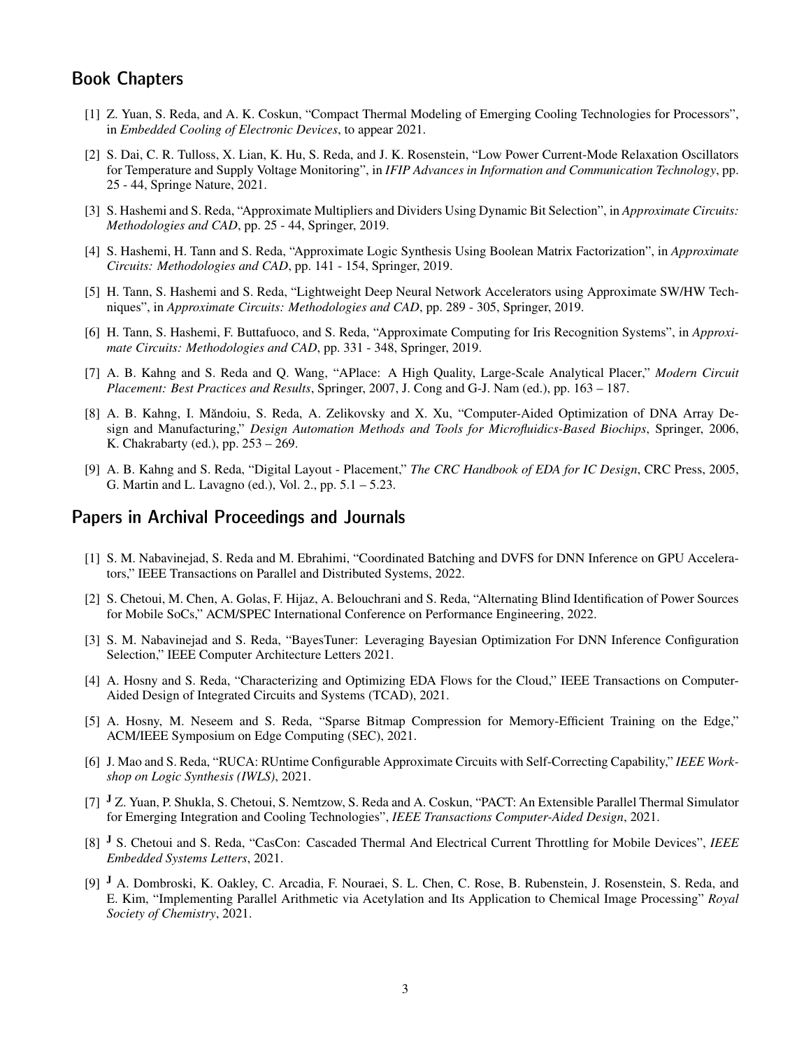## Book Chapters

[1] Z. Yuan, S. Reda, and A. K. Coskun, "Compact Thermal Modeling of Emerging Cooling Technologies for Processors", in *Embedded Cooling of Electronic Devices*, to appear 2021.

[2] S. Dai, C. R. Tulloss, X. Lian, K. Hu, S. Reda, and J. K. Rosenstein, "Low Power Current-Mode Relaxation Oscillators for Temperature and Supply Voltage Monitoring", in *IFIP Advances in Information and Communication Technology*, pp. 25 - 44, Springe Nature, 2021.

[3] S. Hashemi and S. Reda, "Approximate Multipliers and Dividers Using Dynamic Bit Selection", in *Approximate Circuits: Methodologies and CAD*, pp. 25 - 44, Springer, 2019.

[4] S. Hashemi, H. Tann and S. Reda, "Approximate Logic Synthesis Using Boolean Matrix Factorization", in *Approximate Circuits: Methodologies and CAD*, pp. 141 - 154, Springer, 2019.

[5] H. Tann, S. Hashemi and S. Reda, "Lightweight Deep Neural Network Accelerators using Approximate SW/HW Techniques", in *Approximate Circuits: Methodologies and CAD*, pp. 289 - 305, Springer, 2019.

[6] H. Tann, S. Hashemi, F. Buttafuoco, and S. Reda, "Approximate Computing for Iris Recognition Systems", in *Approximate Circuits: Methodologies and CAD*, pp. 331 - 348, Springer, 2019.

[7] A. B. Kahng and S. Reda and Q. Wang, "APlace: A High Quality, Large-Scale Analytical Placer," *Modern Circuit Placement: Best Practices and Results*, Springer, 2007, J. Cong and G-J. Nam (ed.), pp. 163 – 187.

[8] A. B. Kahng, I. Măndoiu, S. Reda, A. Zelikovsky and X. Xu, "Computer-Aided Optimization of DNA Array Design and Manufacturing," *Design Automation Methods and Tools for Microfluidics-Based Biochips*, Springer, 2006, K. Chakrabarty (ed.), pp. 253 – 269.

[9] A. B. Kahng and S. Reda, "Digital Layout - Placement," *The CRC Handbook of EDA for IC Design*, CRC Press, 2005, G. Martin and L. Lavagno (ed.), Vol. 2., pp. 5.1 – 5.23.

## Papers in Archival Proceedings and Journals

[1] S. M. Nabavinejad, S. Reda and M. Ebrahimi, "Coordinated Batching and DVFS for DNN Inference on GPU Accelerators," IEEE Transactions on Parallel and Distributed Systems, 2022.

[2] S. Chetoui, M. Chen, A. Golas, F. Hijaz, A. Belouchrani and S. Reda, "Alternating Blind Identification of Power Sources for Mobile SoCs," ACM/SPEC International Conference on Performance Engineering, 2022.

[3] S. M. Nabavinejad and S. Reda, "BayesTuner: Leveraging Bayesian Optimization For DNN Inference Configuration Selection," IEEE Computer Architecture Letters 2021.

[4] A. Hosny and S. Reda, "Characterizing and Optimizing EDA Flows for the Cloud," IEEE Transactions on Computer-Aided Design of Integrated Circuits and Systems (TCAD), 2021.

[5] A. Hosny, M. Neseem and S. Reda, "Sparse Bitmap Compression for Memory-Efficient Training on the Edge," ACM/IEEE Symposium on Edge Computing (SEC), 2021.

[6] J. Mao and S. Reda, "RUCA: RUntime Configurable Approximate Circuits with Self-Correcting Capability," *IEEE Workshop on Logic Synthesis (IWLS)*, 2021.

[7] **J** Z. Yuan, P. Shukla, S. Chetoui, S. Nemtzow, S. Reda and A. Coskun, "PACT: An Extensible Parallel Thermal Simulator for Emerging Integration and Cooling Technologies", *IEEE Transactions Computer-Aided Design*, 2021.

[8] **J** S. Chetoui and S. Reda, "CasCon: Cascaded Thermal And Electrical Current Throttling for Mobile Devices", *IEEE Embedded Systems Letters*, 2021.

[9] **J** A. Dombroski, K. Oakley, C. Arcadia, F. Nouraei, S. L. Chen, C. Rose, B. Rubenstein, J. Rosenstein, S. Reda, and E. Kim, "Implementing Parallel Arithmetic via Acetylation and Its Application to Chemical Image Processing" *Royal Society of Chemistry*, 2021.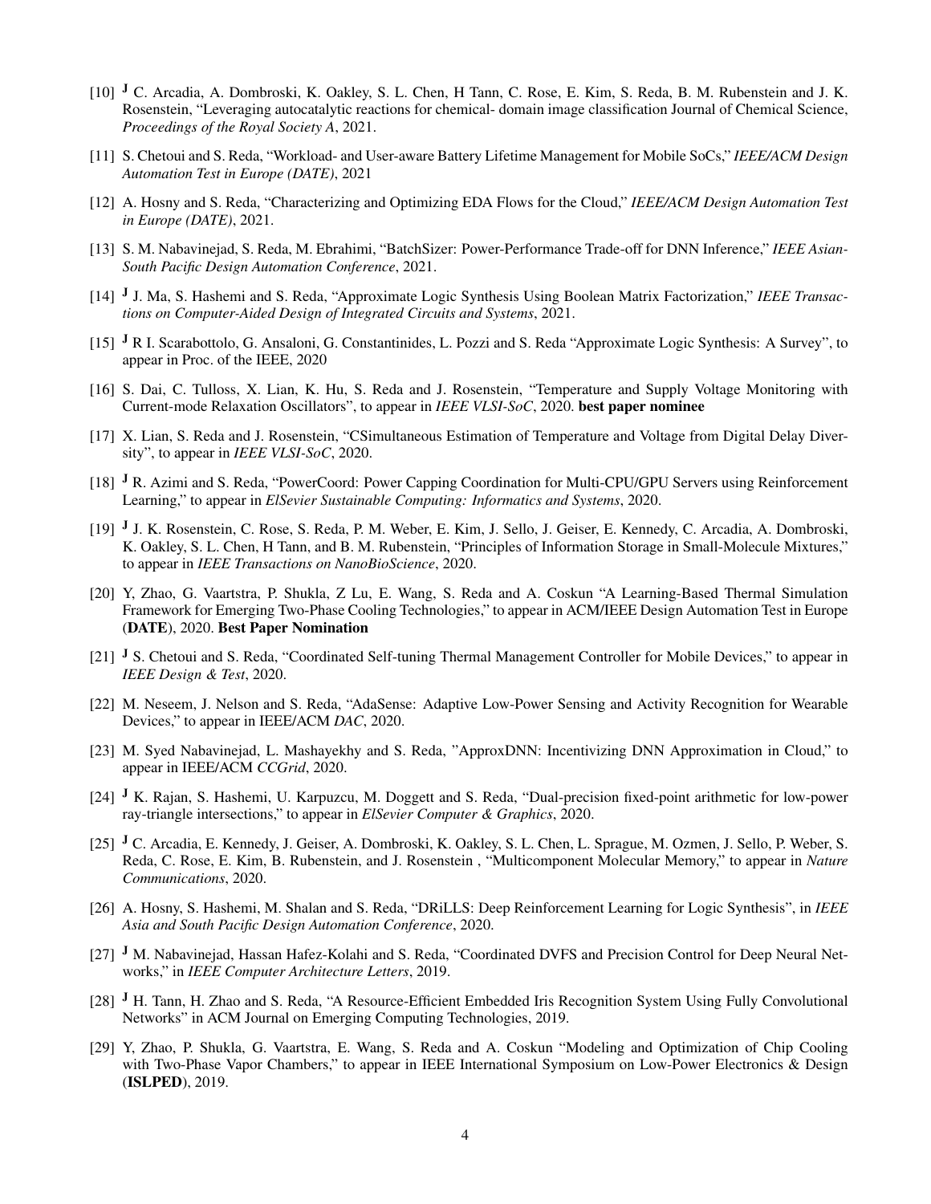[10] **J** C. Arcadia, A. Dombroski, K. Oakley, S. L. Chen, H Tann, C. Rose, E. Kim, S. Reda, B. M. Rubenstein and J. K. Rosenstein, "Leveraging autocatalytic reactions for chemical- domain image classification Journal of Chemical Science, *Proceedings of the Royal Society A*, 2021.

[11] S. Chetoui and S. Reda, "Workload- and User-aware Battery Lifetime Management for Mobile SoCs," *IEEE/ACM Design Automation Test in Europe (DATE)*, 2021

[12] A. Hosny and S. Reda, "Characterizing and Optimizing EDA Flows for the Cloud," *IEEE/ACM Design Automation Test in Europe (DATE)*, 2021.

[13] S. M. Nabavinejad, S. Reda, M. Ebrahimi, "BatchSizer: Power-Performance Trade-off for DNN Inference," *IEEE Asian-South Pacific Design Automation Conference*, 2021.

[14] **J** J. Ma, S. Hashemi and S. Reda, "Approximate Logic Synthesis Using Boolean Matrix Factorization," *IEEE Transactions on Computer-Aided Design of Integrated Circuits and Systems*, 2021.

[15] **J** R I. Scarabottolo, G. Ansaloni, G. Constantinides, L. Pozzi and S. Reda "Approximate Logic Synthesis: A Survey", to appear in Proc. of the IEEE, 2020

[16] S. Dai, C. Tulloss, X. Lian, K. Hu, S. Reda and J. Rosenstein, "Temperature and Supply Voltage Monitoring with Current-mode Relaxation Oscillators", to appear in *IEEE VLSI-SoC*, 2020. **best paper nominee**

[17] X. Lian, S. Reda and J. Rosenstein, "CSimultaneous Estimation of Temperature and Voltage from Digital Delay Diversity", to appear in *IEEE VLSI-SoC*, 2020.

[18] **J** R. Azimi and S. Reda, "PowerCoord: Power Capping Coordination for Multi-CPU/GPU Servers using Reinforcement Learning," to appear in *ElSevier Sustainable Computing: Informatics and Systems*, 2020.

[19] **J** J. K. Rosenstein, C. Rose, S. Reda, P. M. Weber, E. Kim, J. Sello, J. Geiser, E. Kennedy, C. Arcadia, A. Dombroski, K. Oakley, S. L. Chen, H Tann, and B. M. Rubenstein, "Principles of Information Storage in Small-Molecule Mixtures," to appear in *IEEE Transactions on NanoBioScience*, 2020.

[20] Y, Zhao, G. Vaartstra, P. Shukla, Z Lu, E. Wang, S. Reda and A. Coskun "A Learning-Based Thermal Simulation Framework for Emerging Two-Phase Cooling Technologies," to appear in ACM/IEEE Design Automation Test in Europe (**DATE**), 2020. **Best Paper Nomination**

[21] **J** S. Chetoui and S. Reda, "Coordinated Self-tuning Thermal Management Controller for Mobile Devices," to appear in *IEEE Design & Test*, 2020.

[22] M. Neseem, J. Nelson and S. Reda, "AdaSense: Adaptive Low-Power Sensing and Activity Recognition for Wearable Devices," to appear in IEEE/ACM *DAC*, 2020.

[23] M. Syed Nabavinejad, L. Mashayekhy and S. Reda, "ApproxDNN: Incentivizing DNN Approximation in Cloud," to appear in IEEE/ACM *CCGrid*, 2020.

[24] **J** K. Rajan, S. Hashemi, U. Karpuzcu, M. Doggett and S. Reda, "Dual-precision fixed-point arithmetic for low-power ray-triangle intersections," to appear in *ElSevier Computer & Graphics*, 2020.

[25] **J** C. Arcadia, E. Kennedy, J. Geiser, A. Dombroski, K. Oakley, S. L. Chen, L. Sprague, M. Ozmen, J. Sello, P. Weber, S. Reda, C. Rose, E. Kim, B. Rubenstein, and J. Rosenstein , "Multicomponent Molecular Memory," to appear in *Nature Communications*, 2020.

[26] A. Hosny, S. Hashemi, M. Shalan and S. Reda, "DRiLLS: Deep Reinforcement Learning for Logic Synthesis", in *IEEE Asia and South Pacific Design Automation Conference*, 2020.

[27] **J** M. Nabavinejad, Hassan Hafez-Kolahi and S. Reda, "Coordinated DVFS and Precision Control for Deep Neural Networks," in *IEEE Computer Architecture Letters*, 2019.

[28] **J** H. Tann, H. Zhao and S. Reda, "A Resource-Efficient Embedded Iris Recognition System Using Fully Convolutional Networks" in ACM Journal on Emerging Computing Technologies, 2019.

[29] Y, Zhao, P. Shukla, G. Vaartstra, E. Wang, S. Reda and A. Coskun "Modeling and Optimization of Chip Cooling with Two-Phase Vapor Chambers," to appear in IEEE International Symposium on Low-Power Electronics & Design (**ISLPED**), 2019.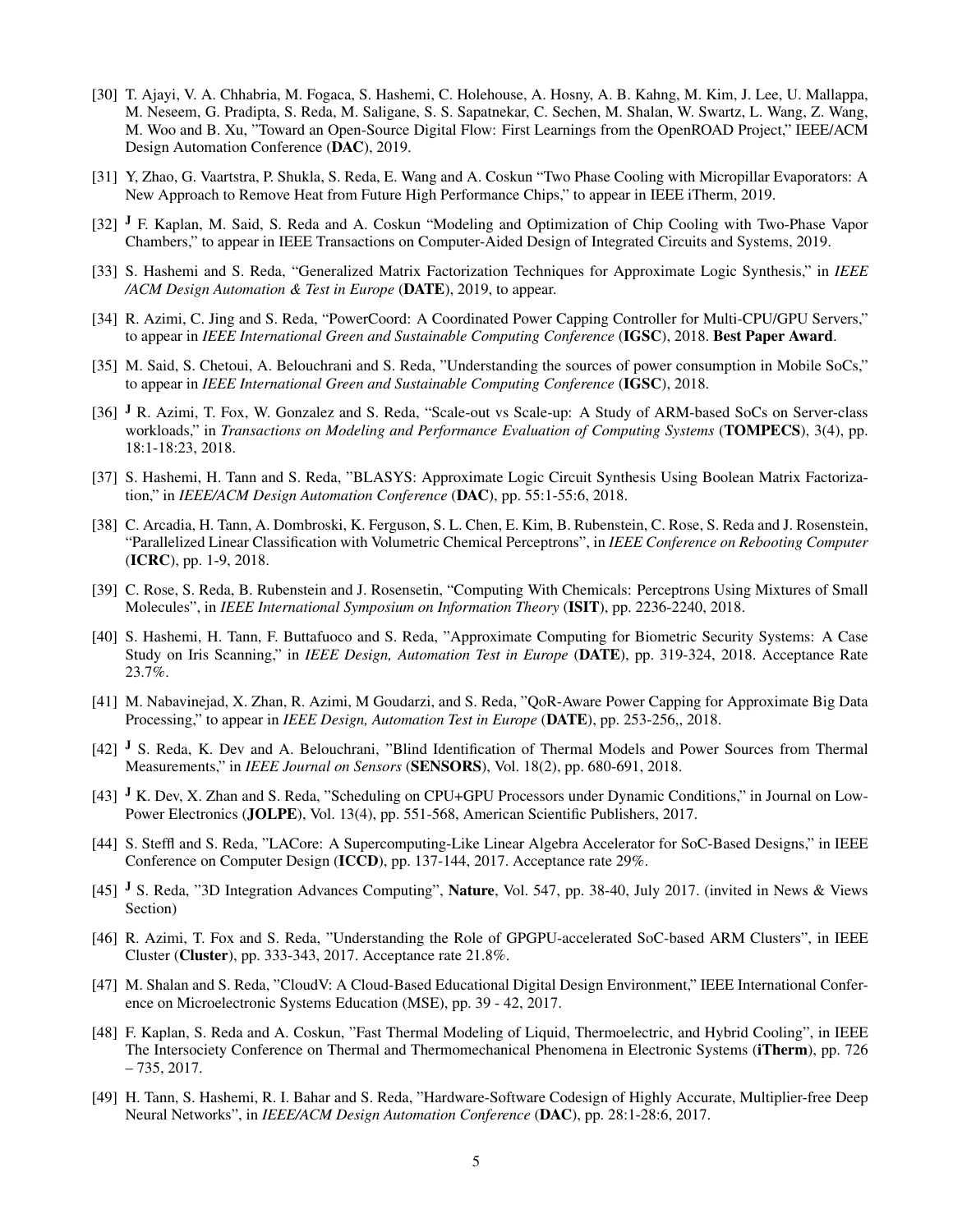- [30] T. Ajayi, V. A. Chhabria, M. Fogaca, S. Hashemi, C. Holehouse, A. Hosny, A. B. Kahng, M. Kim, J. Lee, U. Mallappa, M. Neseem, G. Pradipta, S. Reda, M. Saligane, S. S. Sapatnekar, C. Sechen, M. Shalan, W. Swartz, L. Wang, Z. Wang, M. Woo and B. Xu, "Toward an Open-Source Digital Flow: First Learnings from the OpenROAD Project," IEEE/ACM Design Automation Conference (**DAC**), 2019.
- [31] Y, Zhao, G. Vaartstra, P. Shukla, S. Reda, E. Wang and A. Coskun "Two Phase Cooling with Micropillar Evaporators: A New Approach to Remove Heat from Future High Performance Chips," to appear in IEEE iTherm, 2019.
- [32] **J** F. Kaplan, M. Said, S. Reda and A. Coskun "Modeling and Optimization of Chip Cooling with Two-Phase Vapor Chambers," to appear in IEEE Transactions on Computer-Aided Design of Integrated Circuits and Systems, 2019.
- [33] S. Hashemi and S. Reda, "Generalized Matrix Factorization Techniques for Approximate Logic Synthesis," in *IEEE /ACM Design Automation & Test in Europe* (**DATE**), 2019, to appear.
- [34] R. Azimi, C. Jing and S. Reda, "PowerCoord: A Coordinated Power Capping Controller for Multi-CPU/GPU Servers," to appear in *IEEE International Green and Sustainable Computing Conference* (**IGSC**), 2018. **Best Paper Award**.
- [35] M. Said, S. Chetoui, A. Belouchrani and S. Reda, "Understanding the sources of power consumption in Mobile SoCs," to appear in *IEEE International Green and Sustainable Computing Conference* (**IGSC**), 2018.
- [36] **J** R. Azimi, T. Fox, W. Gonzalez and S. Reda, "Scale-out vs Scale-up: A Study of ARM-based SoCs on Server-class workloads," in *Transactions on Modeling and Performance Evaluation of Computing Systems* (**TOMPECS**), 3(4), pp. 18:1-18:23, 2018.
- [37] S. Hashemi, H. Tann and S. Reda, "BLASYS: Approximate Logic Circuit Synthesis Using Boolean Matrix Factorization," in *IEEE/ACM Design Automation Conference* (**DAC**), pp. 55:1-55:6, 2018.
- [38] C. Arcadia, H. Tann, A. Dombroski, K. Ferguson, S. L. Chen, E. Kim, B. Rubenstein, C. Rose, S. Reda and J. Rosenstein, "Parallelized Linear Classification with Volumetric Chemical Perceptrons", in *IEEE Conference on Rebooting Computer* (**ICRC**), pp. 1-9, 2018.
- [39] C. Rose, S. Reda, B. Rubenstein and J. Rosensetin, "Computing With Chemicals: Perceptrons Using Mixtures of Small Molecules", in *IEEE International Symposium on Information Theory* (**ISIT**), pp. 2236-2240, 2018.
- [40] S. Hashemi, H. Tann, F. Buttafuoco and S. Reda, "Approximate Computing for Biometric Security Systems: A Case Study on Iris Scanning," in *IEEE Design, Automation Test in Europe* (**DATE**), pp. 319-324, 2018. Acceptance Rate 23.7%.
- [41] M. Nabavinejad, X. Zhan, R. Azimi, M Goudarzi, and S. Reda, "QoR-Aware Power Capping for Approximate Big Data Processing," to appear in *IEEE Design, Automation Test in Europe* (**DATE**), pp. 253-256,, 2018.
- [42] **J** S. Reda, K. Dev and A. Belouchrani, "Blind Identification of Thermal Models and Power Sources from Thermal Measurements," in *IEEE Journal on Sensors* (**SENSORS**), Vol. 18(2), pp. 680-691, 2018.
- [43] **J** K. Dev, X. Zhan and S. Reda, "Scheduling on CPU+GPU Processors under Dynamic Conditions," in Journal on Low-Power Electronics (**JOLPE**), Vol. 13(4), pp. 551-568, American Scientific Publishers, 2017.
- [44] S. Steffl and S. Reda, "LACore: A Supercomputing-Like Linear Algebra Accelerator for SoC-Based Designs," in IEEE Conference on Computer Design (**ICCD**), pp. 137-144, 2017. Acceptance rate 29%.
- [45] **J** S. Reda, "3D Integration Advances Computing", **Nature**, Vol. 547, pp. 38-40, July 2017. (invited in News & Views Section)
- [46] R. Azimi, T. Fox and S. Reda, "Understanding the Role of GPGPU-accelerated SoC-based ARM Clusters", in IEEE Cluster (**Cluster**), pp. 333-343, 2017. Acceptance rate 21.8%.
- [47] M. Shalan and S. Reda, "CloudV: A Cloud-Based Educational Digital Design Environment," IEEE International Conference on Microelectronic Systems Education (MSE), pp. 39 - 42, 2017.
- [48] F. Kaplan, S. Reda and A. Coskun, "Fast Thermal Modeling of Liquid, Thermoelectric, and Hybrid Cooling", in IEEE The Intersociety Conference on Thermal and Thermomechanical Phenomena in Electronic Systems (**iTherm**), pp. 726 – 735, 2017.
- [49] H. Tann, S. Hashemi, R. I. Bahar and S. Reda, "Hardware-Software Codesign of Highly Accurate, Multiplier-free Deep Neural Networks", in *IEEE/ACM Design Automation Conference* (**DAC**), pp. 28:1-28:6, 2017.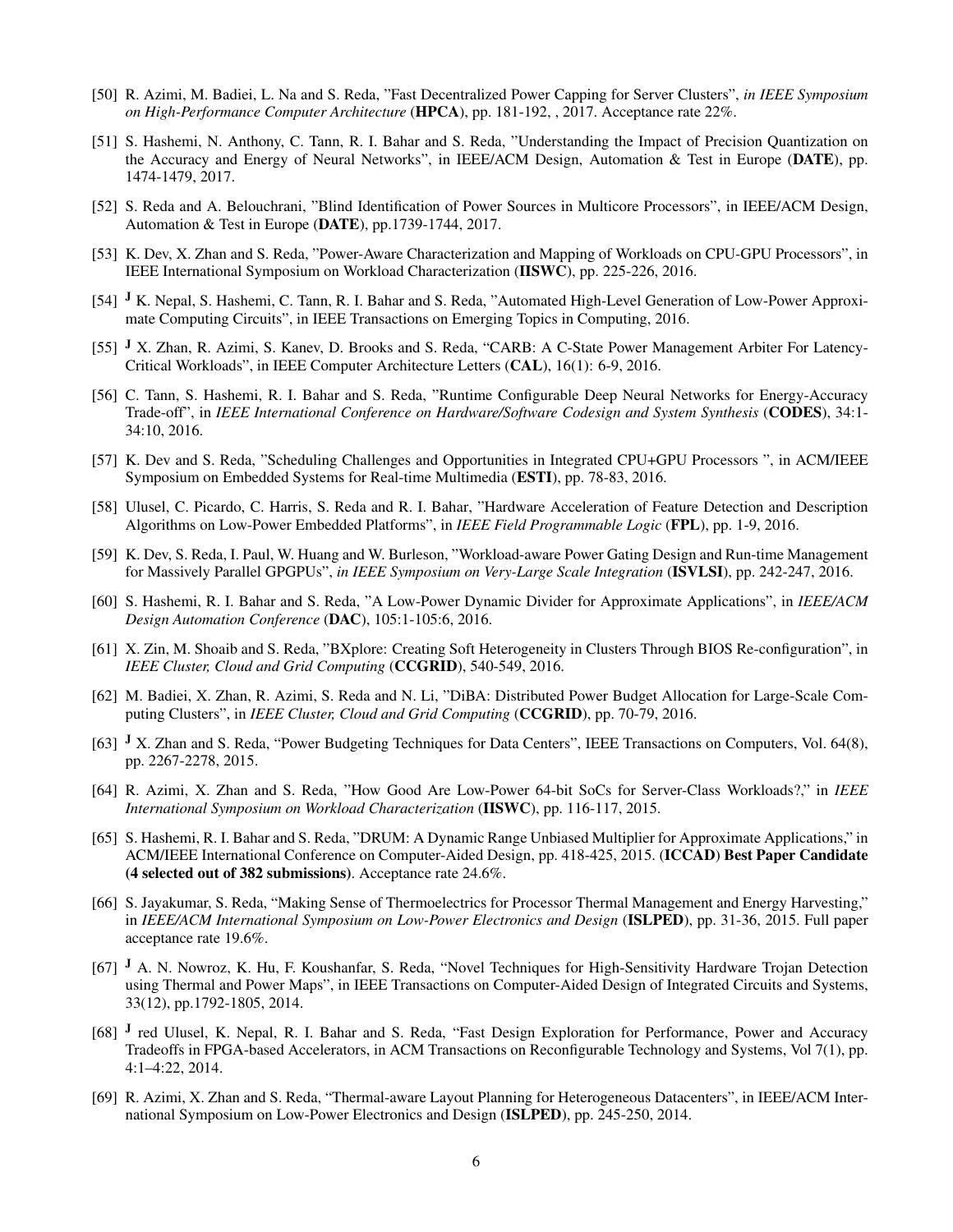[50] R. Azimi, M. Badiei, L. Na and S. Reda, "Fast Decentralized Power Capping for Server Clusters", *in IEEE Symposium on High-Performance Computer Architecture* (**HPCA**), pp. 181-192, , 2017. Acceptance rate 22%.

[51] S. Hashemi, N. Anthony, C. Tann, R. I. Bahar and S. Reda, "Understanding the Impact of Precision Quantization on the Accuracy and Energy of Neural Networks", in IEEE/ACM Design, Automation & Test in Europe (**DATE**), pp. 1474-1479, 2017.

[52] S. Reda and A. Belouchrani, "Blind Identification of Power Sources in Multicore Processors", in IEEE/ACM Design, Automation & Test in Europe (**DATE**), pp.1739-1744, 2017.

[53] K. Dev, X. Zhan and S. Reda, "Power-Aware Characterization and Mapping of Workloads on CPU-GPU Processors", in IEEE International Symposium on Workload Characterization (**IISWC**), pp. 225-226, 2016.

[54] **J** K. Nepal, S. Hashemi, C. Tann, R. I. Bahar and S. Reda, "Automated High-Level Generation of Low-Power Approximate Computing Circuits", in IEEE Transactions on Emerging Topics in Computing, 2016.

[55] **J** X. Zhan, R. Azimi, S. Kanev, D. Brooks and S. Reda, "CARB: A C-State Power Management Arbiter For Latency-Critical Workloads", in IEEE Computer Architecture Letters (**CAL**), 16(1): 6-9, 2016.

[56] C. Tann, S. Hashemi, R. I. Bahar and S. Reda, "Runtime Configurable Deep Neural Networks for Energy-Accuracy Trade-off", in *IEEE International Conference on Hardware/Software Codesign and System Synthesis* (**CODES**), 34:1-34:10, 2016.

[57] K. Dev and S. Reda, "Scheduling Challenges and Opportunities in Integrated CPU+GPU Processors ", in ACM/IEEE Symposium on Embedded Systems for Real-time Multimedia (**ESTI**), pp. 78-83, 2016.

[58] Ulusel, C. Picardo, C. Harris, S. Reda and R. I. Bahar, "Hardware Acceleration of Feature Detection and Description Algorithms on Low-Power Embedded Platforms", in *IEEE Field Programmable Logic* (**FPL**), pp. 1-9, 2016.

[59] K. Dev, S. Reda, I. Paul, W. Huang and W. Burleson, "Workload-aware Power Gating Design and Run-time Management for Massively Parallel GPGPUs", *in IEEE Symposium on Very-Large Scale Integration* (**ISVLSI**), pp. 242-247, 2016.

[60] S. Hashemi, R. I. Bahar and S. Reda, "A Low-Power Dynamic Divider for Approximate Applications", in *IEEE/ACM Design Automation Conference* (**DAC**), 105:1-105:6, 2016.

[61] X. Zin, M. Shoaib and S. Reda, "BXplore: Creating Soft Heterogeneity in Clusters Through BIOS Re-configuration", in *IEEE Cluster, Cloud and Grid Computing* (**CCGRID**), 540-549, 2016.

[62] M. Badiei, X. Zhan, R. Azimi, S. Reda and N. Li, "DiBA: Distributed Power Budget Allocation for Large-Scale Computing Clusters", in *IEEE Cluster, Cloud and Grid Computing* (**CCGRID**), pp. 70-79, 2016.

[63] **J** X. Zhan and S. Reda, "Power Budgeting Techniques for Data Centers", IEEE Transactions on Computers, Vol. 64(8), pp. 2267-2278, 2015.

[64] R. Azimi, X. Zhan and S. Reda, "How Good Are Low-Power 64-bit SoCs for Server-Class Workloads?," in *IEEE International Symposium on Workload Characterization* (**IISWC**), pp. 116-117, 2015.

[65] S. Hashemi, R. I. Bahar and S. Reda, "DRUM: A Dynamic Range Unbiased Multiplier for Approximate Applications," in ACM/IEEE International Conference on Computer-Aided Design, pp. 418-425, 2015. (**ICCAD**) **Best Paper Candidate (4 selected out of 382 submissions)**. Acceptance rate 24.6%.

[66] S. Jayakumar, S. Reda, "Making Sense of Thermoelectrics for Processor Thermal Management and Energy Harvesting," in *IEEE/ACM International Symposium on Low-Power Electronics and Design* (**ISLPED**), pp. 31-36, 2015. Full paper acceptance rate 19.6%.

[67] **J** A. N. Nowroz, K. Hu, F. Koushanfar, S. Reda, "Novel Techniques for High-Sensitivity Hardware Trojan Detection using Thermal and Power Maps", in IEEE Transactions on Computer-Aided Design of Integrated Circuits and Systems, 33(12), pp.1792-1805, 2014.

[68] **J** red Ulusel, K. Nepal, R. I. Bahar and S. Reda, "Fast Design Exploration for Performance, Power and Accuracy Tradeoffs in FPGA-based Accelerators, in ACM Transactions on Reconfigurable Technology and Systems, Vol 7(1), pp. 4:1–4:22, 2014.

[69] R. Azimi, X. Zhan and S. Reda, "Thermal-aware Layout Planning for Heterogeneous Datacenters", in IEEE/ACM International Symposium on Low-Power Electronics and Design (**ISLPED**), pp. 245-250, 2014.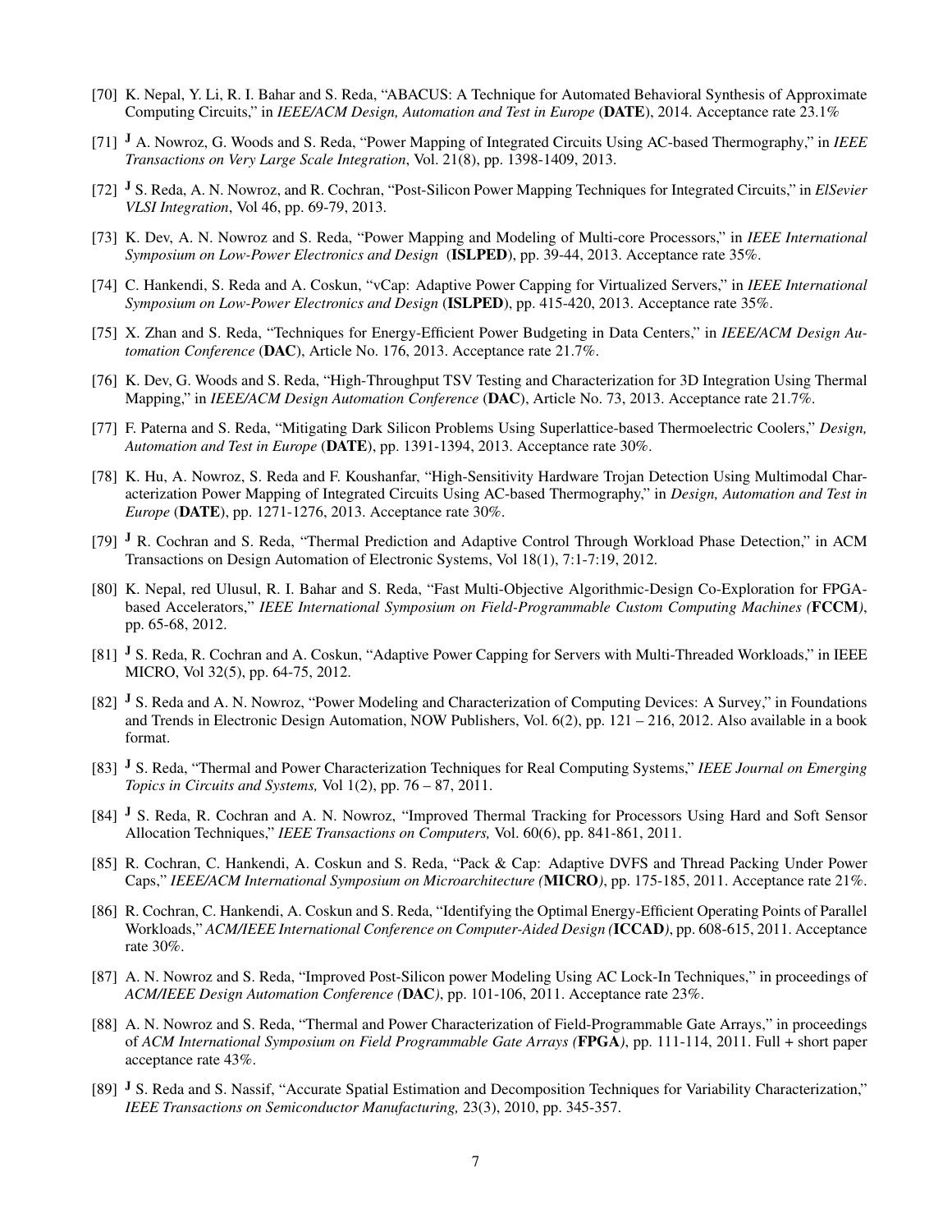[70] K. Nepal, Y. Li, R. I. Bahar and S. Reda, "ABACUS: A Technique for Automated Behavioral Synthesis of Approximate Computing Circuits," in *IEEE/ACM Design, Automation and Test in Europe* (**DATE**), 2014. Acceptance rate 23.1%

[71] **J** A. Nowroz, G. Woods and S. Reda, "Power Mapping of Integrated Circuits Using AC-based Thermography," in *IEEE Transactions on Very Large Scale Integration*, Vol. 21(8), pp. 1398-1409, 2013.

[72] **J** S. Reda, A. N. Nowroz, and R. Cochran, "Post-Silicon Power Mapping Techniques for Integrated Circuits," in *ElSevier VLSI Integration*, Vol 46, pp. 69-79, 2013.

[73] K. Dev, A. N. Nowroz and S. Reda, "Power Mapping and Modeling of Multi-core Processors," in *IEEE International Symposium on Low-Power Electronics and Design* (**ISLPED**), pp. 39-44, 2013. Acceptance rate 35%.

[74] C. Hankendi, S. Reda and A. Coskun, "vCap: Adaptive Power Capping for Virtualized Servers," in *IEEE International Symposium on Low-Power Electronics and Design* (**ISLPED**), pp. 415-420, 2013. Acceptance rate 35%.

[75] X. Zhan and S. Reda, "Techniques for Energy-Efficient Power Budgeting in Data Centers," in *IEEE/ACM Design Automation Conference* (**DAC**), Article No. 176, 2013. Acceptance rate 21.7%.

[76] K. Dev, G. Woods and S. Reda, "High-Throughput TSV Testing and Characterization for 3D Integration Using Thermal Mapping," in *IEEE/ACM Design Automation Conference* (**DAC**), Article No. 73, 2013. Acceptance rate 21.7%.

[77] F. Paterna and S. Reda, "Mitigating Dark Silicon Problems Using Superlattice-based Thermoelectric Coolers," *Design, Automation and Test in Europe* (**DATE**), pp. 1391-1394, 2013. Acceptance rate 30%.

[78] K. Hu, A. Nowroz, S. Reda and F. Koushanfar, "High-Sensitivity Hardware Trojan Detection Using Multimodal Characterization Power Mapping of Integrated Circuits Using AC-based Thermography," in *Design, Automation and Test in Europe* (**DATE**), pp. 1271-1276, 2013. Acceptance rate 30%.

[79] **J** R. Cochran and S. Reda, "Thermal Prediction and Adaptive Control Through Workload Phase Detection," in ACM Transactions on Design Automation of Electronic Systems, Vol 18(1), 7:1-7:19, 2012.

[80] K. Nepal, red Ulusul, R. I. Bahar and S. Reda, "Fast Multi-Objective Algorithmic-Design Co-Exploration for FPGA-based Accelerators," *IEEE International Symposium on Field-Programmable Custom Computing Machines (***FCCM***)*, pp. 65-68, 2012.

[81] **J** S. Reda, R. Cochran and A. Coskun, "Adaptive Power Capping for Servers with Multi-Threaded Workloads," in IEEE MICRO, Vol 32(5), pp. 64-75, 2012.

[82] **J** S. Reda and A. N. Nowroz, "Power Modeling and Characterization of Computing Devices: A Survey," in Foundations and Trends in Electronic Design Automation, NOW Publishers, Vol. 6(2), pp. 121 – 216, 2012. Also available in a book format.

[83] **J** S. Reda, "Thermal and Power Characterization Techniques for Real Computing Systems," *IEEE Journal on Emerging Topics in Circuits and Systems,* Vol 1(2), pp. 76 – 87, 2011.

[84] **J** S. Reda, R. Cochran and A. N. Nowroz, "Improved Thermal Tracking for Processors Using Hard and Soft Sensor Allocation Techniques," *IEEE Transactions on Computers,* Vol. 60(6), pp. 841-861, 2011.

[85] R. Cochran, C. Hankendi, A. Coskun and S. Reda, "Pack & Cap: Adaptive DVFS and Thread Packing Under Power Caps," *IEEE/ACM International Symposium on Microarchitecture (***MICRO***)*, pp. 175-185, 2011. Acceptance rate 21%.

[86] R. Cochran, C. Hankendi, A. Coskun and S. Reda, "Identifying the Optimal Energy-Efficient Operating Points of Parallel Workloads," *ACM/IEEE International Conference on Computer-Aided Design (***ICCAD***)*, pp. 608-615, 2011. Acceptance rate 30%.

[87] A. N. Nowroz and S. Reda, "Improved Post-Silicon power Modeling Using AC Lock-In Techniques," in proceedings of *ACM/IEEE Design Automation Conference (***DAC***)*, pp. 101-106, 2011. Acceptance rate 23%.

[88] A. N. Nowroz and S. Reda, "Thermal and Power Characterization of Field-Programmable Gate Arrays," in proceedings of *ACM International Symposium on Field Programmable Gate Arrays (***FPGA***)*, pp. 111-114, 2011. Full + short paper acceptance rate 43%.

[89] **J** S. Reda and S. Nassif, "Accurate Spatial Estimation and Decomposition Techniques for Variability Characterization," *IEEE Transactions on Semiconductor Manufacturing,* 23(3), 2010, pp. 345-357.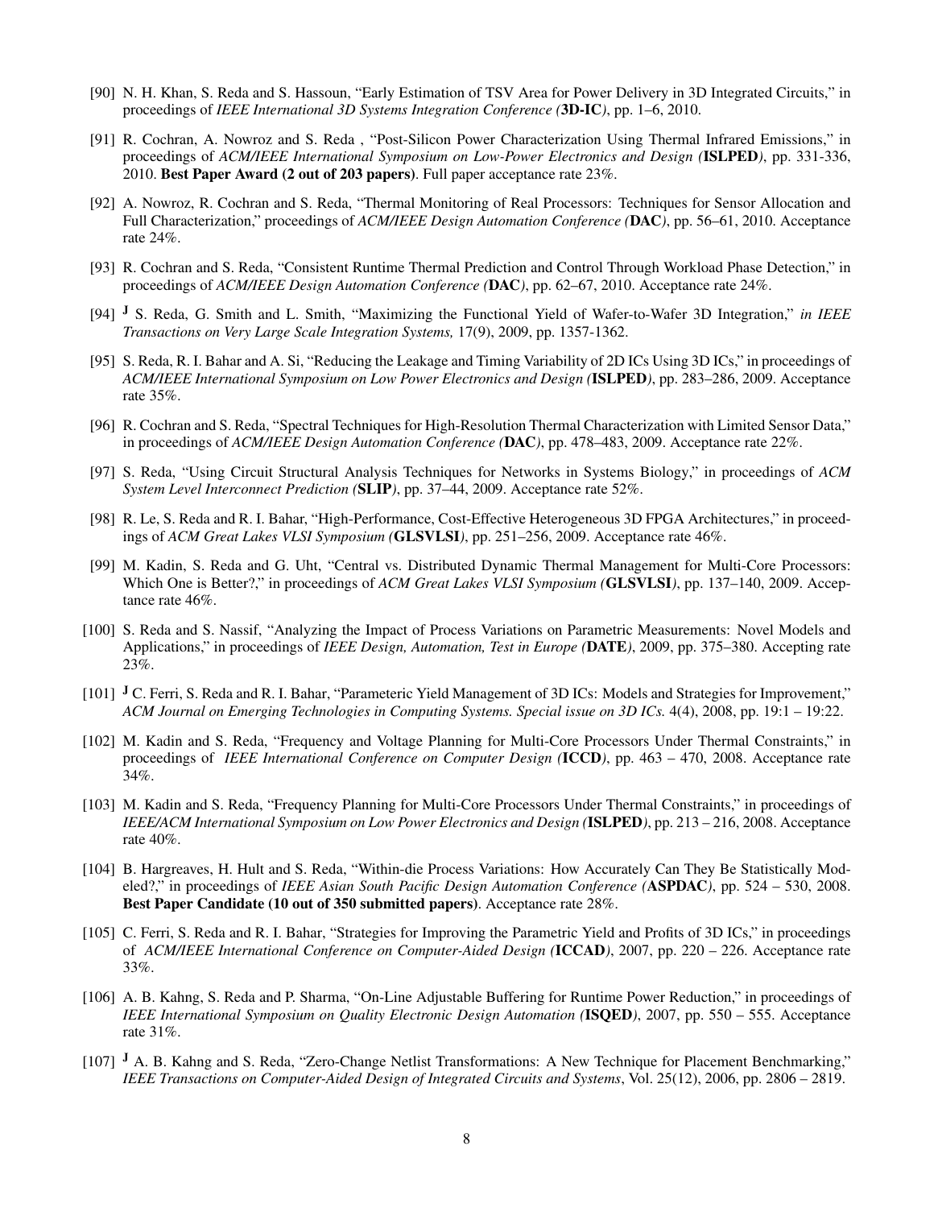[90] N. H. Khan, S. Reda and S. Hassoun, "Early Estimation of TSV Area for Power Delivery in 3D Integrated Circuits," in proceedings of *IEEE International 3D Systems Integration Conference (***3D-IC***)*, pp. 1–6, 2010.

[91] R. Cochran, A. Nowroz and S. Reda , "Post-Silicon Power Characterization Using Thermal Infrared Emissions," in proceedings of *ACM/IEEE International Symposium on Low-Power Electronics and Design (***ISLPED***)*, pp. 331-336, 2010. **Best Paper Award (2 out of 203 papers)**. Full paper acceptance rate 23%.

[92] A. Nowroz, R. Cochran and S. Reda, "Thermal Monitoring of Real Processors: Techniques for Sensor Allocation and Full Characterization," proceedings of *ACM/IEEE Design Automation Conference (***DAC***)*, pp. 56–61, 2010. Acceptance rate 24%.

[93] R. Cochran and S. Reda, "Consistent Runtime Thermal Prediction and Control Through Workload Phase Detection," in proceedings of *ACM/IEEE Design Automation Conference (***DAC***)*, pp. 62–67, 2010. Acceptance rate 24%.

[94] **J** S. Reda, G. Smith and L. Smith, "Maximizing the Functional Yield of Wafer-to-Wafer 3D Integration," *in IEEE Transactions on Very Large Scale Integration Systems,* 17(9), 2009, pp. 1357-1362.

[95] S. Reda, R. I. Bahar and A. Si, "Reducing the Leakage and Timing Variability of 2D ICs Using 3D ICs," in proceedings of *ACM/IEEE International Symposium on Low Power Electronics and Design (***ISLPED***)*, pp. 283–286, 2009. Acceptance rate 35%.

[96] R. Cochran and S. Reda, "Spectral Techniques for High-Resolution Thermal Characterization with Limited Sensor Data," in proceedings of *ACM/IEEE Design Automation Conference (***DAC***)*, pp. 478–483, 2009. Acceptance rate 22%.

[97] S. Reda, "Using Circuit Structural Analysis Techniques for Networks in Systems Biology," in proceedings of *ACM System Level Interconnect Prediction (***SLIP***)*, pp. 37–44, 2009. Acceptance rate 52%.

[98] R. Le, S. Reda and R. I. Bahar, "High-Performance, Cost-Effective Heterogeneous 3D FPGA Architectures," in proceedings of *ACM Great Lakes VLSI Symposium (***GLSVLSI***)*, pp. 251–256, 2009. Acceptance rate 46%.

[99] M. Kadin, S. Reda and G. Uht, "Central vs. Distributed Dynamic Thermal Management for Multi-Core Processors: Which One is Better?," in proceedings of *ACM Great Lakes VLSI Symposium (***GLSVLSI***)*, pp. 137–140, 2009. Acceptance rate 46%.

[100] S. Reda and S. Nassif, "Analyzing the Impact of Process Variations on Parametric Measurements: Novel Models and Applications," in proceedings of *IEEE Design, Automation, Test in Europe (***DATE***)*, 2009, pp. 375–380. Accepting rate 23%.

[101] **J** C. Ferri, S. Reda and R. I. Bahar, "Parameteric Yield Management of 3D ICs: Models and Strategies for Improvement," *ACM Journal on Emerging Technologies in Computing Systems. Special issue on 3D ICs.* 4(4), 2008, pp. 19:1 – 19:22.

[102] M. Kadin and S. Reda, "Frequency and Voltage Planning for Multi-Core Processors Under Thermal Constraints," in proceedings of *IEEE International Conference on Computer Design (***ICCD***)*, pp. 463 – 470, 2008. Acceptance rate 34%.

[103] M. Kadin and S. Reda, "Frequency Planning for Multi-Core Processors Under Thermal Constraints," in proceedings of *IEEE/ACM International Symposium on Low Power Electronics and Design (***ISLPED***)*, pp. 213 – 216, 2008. Acceptance rate 40%.

[104] B. Hargreaves, H. Hult and S. Reda, "Within-die Process Variations: How Accurately Can They Be Statistically Modeled?," in proceedings of *IEEE Asian South Pacific Design Automation Conference (***ASPDAC***)*, pp. 524 – 530, 2008. **Best Paper Candidate (10 out of 350 submitted papers)**. Acceptance rate 28%.

[105] C. Ferri, S. Reda and R. I. Bahar, "Strategies for Improving the Parametric Yield and Profits of 3D ICs," in proceedings of *ACM/IEEE International Conference on Computer-Aided Design (***ICCAD***)*, 2007, pp. 220 – 226. Acceptance rate 33%.

[106] A. B. Kahng, S. Reda and P. Sharma, "On-Line Adjustable Buffering for Runtime Power Reduction," in proceedings of *IEEE International Symposium on Quality Electronic Design Automation (***ISQED***)*, 2007, pp. 550 – 555. Acceptance rate 31%.

[107] **J** A. B. Kahng and S. Reda, "Zero-Change Netlist Transformations: A New Technique for Placement Benchmarking," *IEEE Transactions on Computer-Aided Design of Integrated Circuits and Systems*, Vol. 25(12), 2006, pp. 2806 – 2819.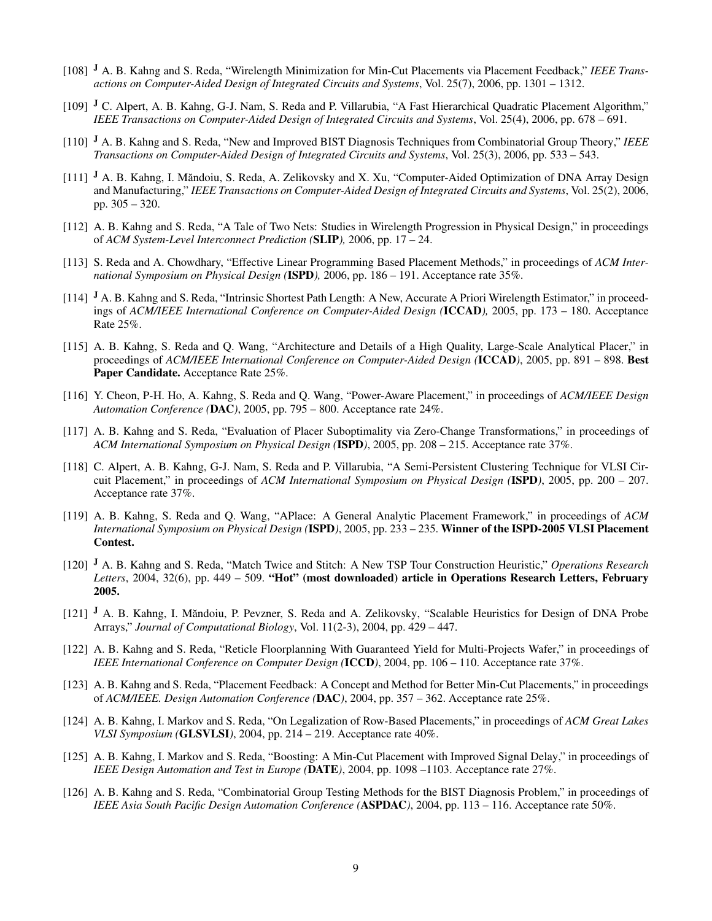[108] **J** A. B. Kahng and S. Reda, "Wirelength Minimization for Min-Cut Placements via Placement Feedback," *IEEE Transactions on Computer-Aided Design of Integrated Circuits and Systems*, Vol. 25(7), 2006, pp. 1301 – 1312.

[109] **J** C. Alpert, A. B. Kahng, G-J. Nam, S. Reda and P. Villarubia, "A Fast Hierarchical Quadratic Placement Algorithm," *IEEE Transactions on Computer-Aided Design of Integrated Circuits and Systems*, Vol. 25(4), 2006, pp. 678 – 691.

[110] **J** A. B. Kahng and S. Reda, "New and Improved BIST Diagnosis Techniques from Combinatorial Group Theory," *IEEE Transactions on Computer-Aided Design of Integrated Circuits and Systems*, Vol. 25(3), 2006, pp. 533 – 543.

[111] **J** A. B. Kahng, I. Măndoiu, S. Reda, A. Zelikovsky and X. Xu, "Computer-Aided Optimization of DNA Array Design and Manufacturing," *IEEE Transactions on Computer-Aided Design of Integrated Circuits and Systems*, Vol. 25(2), 2006, pp. 305 – 320.

[112] A. B. Kahng and S. Reda, "A Tale of Two Nets: Studies in Wirelength Progression in Physical Design," in proceedings of *ACM System-Level Interconnect Prediction (***SLIP***),* 2006, pp. 17 – 24.

[113] S. Reda and A. Chowdhary, "Effective Linear Programming Based Placement Methods," in proceedings of *ACM International Symposium on Physical Design (***ISPD***),* 2006, pp. 186 – 191. Acceptance rate 35%.

[114] **J** A. B. Kahng and S. Reda, "Intrinsic Shortest Path Length: A New, Accurate A Priori Wirelength Estimator," in proceedings of *ACM/IEEE International Conference on Computer-Aided Design (***ICCAD***),* 2005, pp. 173 – 180. Acceptance Rate 25%.

[115] A. B. Kahng, S. Reda and Q. Wang, "Architecture and Details of a High Quality, Large-Scale Analytical Placer," in proceedings of *ACM/IEEE International Conference on Computer-Aided Design (***ICCAD***)*, 2005, pp. 891 – 898. **Best Paper Candidate.** Acceptance Rate 25%.

[116] Y. Cheon, P-H. Ho, A. Kahng, S. Reda and Q. Wang, "Power-Aware Placement," in proceedings of *ACM/IEEE Design Automation Conference (***DAC***)*, 2005, pp. 795 – 800. Acceptance rate 24%.

[117] A. B. Kahng and S. Reda, "Evaluation of Placer Suboptimality via Zero-Change Transformations," in proceedings of *ACM International Symposium on Physical Design (***ISPD***)*, 2005, pp. 208 – 215. Acceptance rate 37%.

[118] C. Alpert, A. B. Kahng, G-J. Nam, S. Reda and P. Villarubia, "A Semi-Persistent Clustering Technique for VLSI Circuit Placement," in proceedings of *ACM International Symposium on Physical Design (***ISPD***)*, 2005, pp. 200 – 207. Acceptance rate 37%.

[119] A. B. Kahng, S. Reda and Q. Wang, "APlace: A General Analytic Placement Framework," in proceedings of *ACM International Symposium on Physical Design (***ISPD***)*, 2005, pp. 233 – 235. **Winner of the ISPD-2005 VLSI Placement Contest.**

[120] **J** A. B. Kahng and S. Reda, "Match Twice and Stitch: A New TSP Tour Construction Heuristic," *Operations Research Letters*, 2004, 32(6), pp. 449 – 509. **"Hot" (most downloaded) article in Operations Research Letters, February 2005.**

[121] **J** A. B. Kahng, I. Măndoiu, P. Pevzner, S. Reda and A. Zelikovsky, "Scalable Heuristics for Design of DNA Probe Arrays," *Journal of Computational Biology*, Vol. 11(2-3), 2004, pp. 429 – 447.

[122] A. B. Kahng and S. Reda, "Reticle Floorplanning With Guaranteed Yield for Multi-Projects Wafer," in proceedings of *IEEE International Conference on Computer Design (***ICCD***)*, 2004, pp. 106 – 110. Acceptance rate 37%.

[123] A. B. Kahng and S. Reda, "Placement Feedback: A Concept and Method for Better Min-Cut Placements," in proceedings of *ACM/IEEE. Design Automation Conference (***DAC***)*, 2004, pp. 357 – 362. Acceptance rate 25%.

[124] A. B. Kahng, I. Markov and S. Reda, "On Legalization of Row-Based Placements," in proceedings of *ACM Great Lakes VLSI Symposium (***GLSVLSI***)*, 2004, pp. 214 – 219. Acceptance rate 40%.

[125] A. B. Kahng, I. Markov and S. Reda, "Boosting: A Min-Cut Placement with Improved Signal Delay," in proceedings of *IEEE Design Automation and Test in Europe (***DATE***)*, 2004, pp. 1098 –1103. Acceptance rate 27%.

[126] A. B. Kahng and S. Reda, "Combinatorial Group Testing Methods for the BIST Diagnosis Problem," in proceedings of *IEEE Asia South Pacific Design Automation Conference (***ASPDAC***)*, 2004, pp. 113 – 116. Acceptance rate 50%.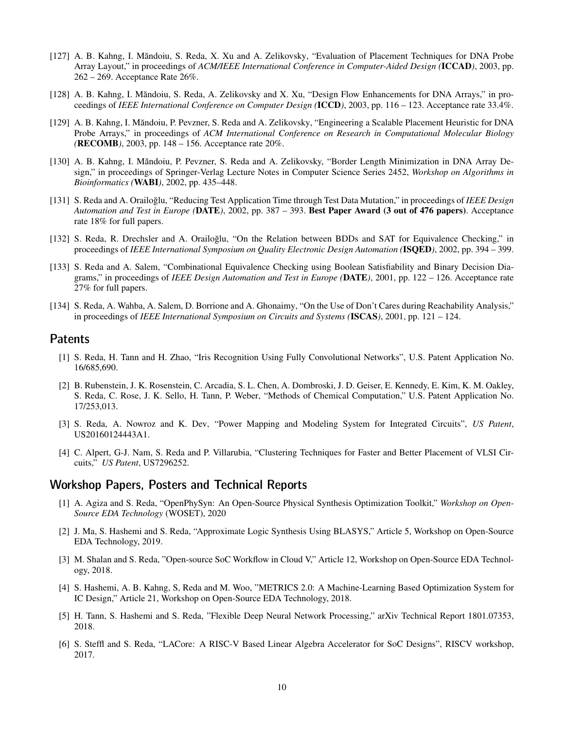[127] A. B. Kahng, I. Măndoiu, S. Reda, X. Xu and A. Zelikovsky, "Evaluation of Placement Techniques for DNA Probe Array Layout," in proceedings of *ACM/IEEE International Conference in Computer-Aided Design (***ICCAD***)*, 2003, pp. 262 – 269. Acceptance Rate 26%.

[128] A. B. Kahng, I. Măndoiu, S. Reda, A. Zelikovsky and X. Xu, "Design Flow Enhancements for DNA Arrays," in proceedings of *IEEE International Conference on Computer Design (***ICCD***)*, 2003, pp. 116 – 123. Acceptance rate 33.4%.

[129] A. B. Kahng, I. Măndoiu, P. Pevzner, S. Reda and A. Zelikovsky, "Engineering a Scalable Placement Heuristic for DNA Probe Arrays," in proceedings of *ACM International Conference on Research in Computational Molecular Biology (***RECOMB***)*, 2003, pp. 148 – 156. Acceptance rate 20%.

[130] A. B. Kahng, I. Măndoiu, P. Pevzner, S. Reda and A. Zelikovsky, "Border Length Minimization in DNA Array Design," in proceedings of Springer-Verlag Lecture Notes in Computer Science Series 2452, *Workshop on Algorithms in Bioinformatics (***WABI***)*, 2002, pp. 435–448.

[131] S. Reda and A. Orailoğlu, "Reducing Test Application Time through Test Data Mutation," in proceedings of *IEEE Design Automation and Test in Europe (***DATE***)*, 2002, pp. 387 – 393. **Best Paper Award (3 out of 476 papers)**. Acceptance rate 18% for full papers.

[132] S. Reda, R. Drechsler and A. Orailoğlu, "On the Relation between BDDs and SAT for Equivalence Checking," in proceedings of *IEEE International Symposium on Quality Electronic Design Automation (***ISQED***)*, 2002, pp. 394 – 399.

[133] S. Reda and A. Salem, "Combinational Equivalence Checking using Boolean Satisfiability and Binary Decision Diagrams," in proceedings of *IEEE Design Automation and Test in Europe (***DATE***)*, 2001, pp. 122 – 126. Acceptance rate 27% for full papers.

[134] S. Reda, A. Wahba, A. Salem, D. Borrione and A. Ghonaimy, "On the Use of Don't Cares during Reachability Analysis," in proceedings of *IEEE International Symposium on Circuits and Systems (***ISCAS***)*, 2001, pp. 121 – 124.

## Patents

[1] S. Reda, H. Tann and H. Zhao, "Iris Recognition Using Fully Convolutional Networks", U.S. Patent Application No. 16/685,690.

[2] B. Rubenstein, J. K. Rosenstein, C. Arcadia, S. L. Chen, A. Dombroski, J. D. Geiser, E. Kennedy, E. Kim, K. M. Oakley, S. Reda, C. Rose, J. K. Sello, H. Tann, P. Weber, "Methods of Chemical Computation," U.S. Patent Application No. 17/253,013.

[3] S. Reda, A. Nowroz and K. Dev, "Power Mapping and Modeling System for Integrated Circuits", *US Patent*, US20160124443A1.

[4] C. Alpert, G-J. Nam, S. Reda and P. Villarubia, "Clustering Techniques for Faster and Better Placement of VLSI Circuits," *US Patent*, US7296252.

## Workshop Papers, Posters and Technical Reports

[1] A. Agiza and S. Reda, "OpenPhySyn: An Open-Source Physical Synthesis Optimization Toolkit," *Workshop on Open-Source EDA Technology* (WOSET), 2020

[2] J. Ma, S. Hashemi and S. Reda, "Approximate Logic Synthesis Using BLASYS," Article 5, Workshop on Open-Source EDA Technology, 2019.

[3] M. Shalan and S. Reda, "Open-source SoC Workflow in Cloud V," Article 12, Workshop on Open-Source EDA Technology, 2018.

[4] S. Hashemi, A. B. Kahng, S, Reda and M. Woo, "METRICS 2.0: A Machine-Learning Based Optimization System for IC Design," Article 21, Workshop on Open-Source EDA Technology, 2018.

[5] H. Tann, S. Hashemi and S. Reda, "Flexible Deep Neural Network Processing," arXiv Technical Report 1801.07353, 2018.

[6] S. Steffl and S. Reda, "LACore: A RISC-V Based Linear Algebra Accelerator for SoC Designs", RISCV workshop, 2017.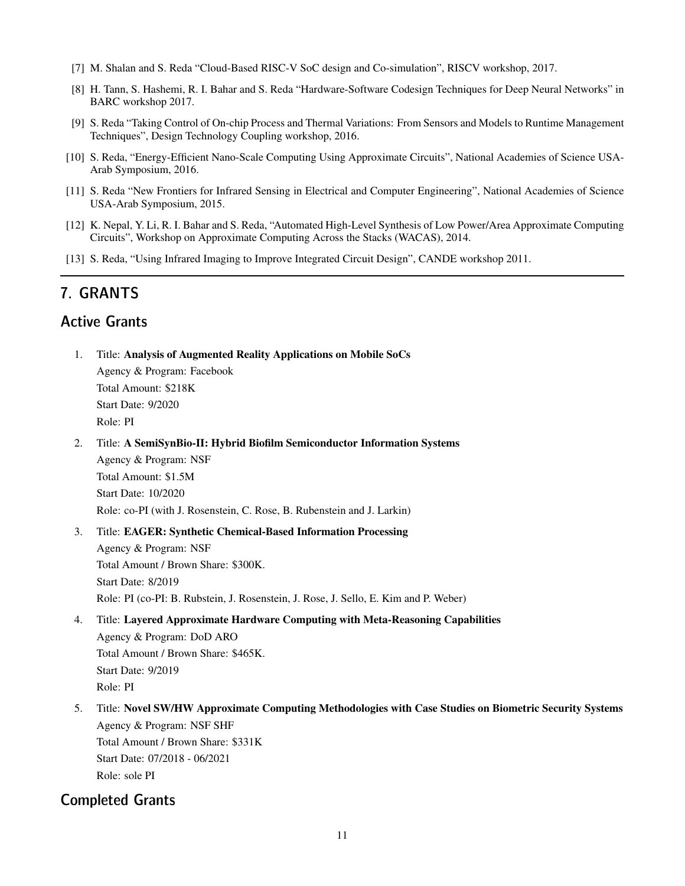[7] M. Shalan and S. Reda "Cloud-Based RISC-V SoC design and Co-simulation", RISCV workshop, 2017.

[8] H. Tann, S. Hashemi, R. I. Bahar and S. Reda "Hardware-Software Codesign Techniques for Deep Neural Networks" in BARC workshop 2017.

[9] S. Reda "Taking Control of On-chip Process and Thermal Variations: From Sensors and Models to Runtime Management Techniques", Design Technology Coupling workshop, 2016.

[10] S. Reda, "Energy-Efficient Nano-Scale Computing Using Approximate Circuits", National Academies of Science USA-Arab Symposium, 2016.

[11] S. Reda "New Frontiers for Infrared Sensing in Electrical and Computer Engineering", National Academies of Science USA-Arab Symposium, 2015.

[12] K. Nepal, Y. Li, R. I. Bahar and S. Reda, "Automated High-Level Synthesis of Low Power/Area Approximate Computing Circuits", Workshop on Approximate Computing Across the Stacks (WACAS), 2014.

[13] S. Reda, "Using Infrared Imaging to Improve Integrated Circuit Design", CANDE workshop 2011.

# 7. GRANTS

## Active Grants

1. Title: **Analysis of Augmented Reality Applications on Mobile SoCs**
   Agency & Program: Facebook
   Total Amount: $218K
   Start Date: 9/2020
   Role: PI

2. Title: **A SemiSynBio-II: Hybrid Biofilm Semiconductor Information Systems**
   Agency & Program: NSF
   Total Amount: $1.5M
   Start Date: 10/2020
   Role: co-PI (with J. Rosenstein, C. Rose, B. Rubenstein and J. Larkin)

3. Title: **EAGER: Synthetic Chemical-Based Information Processing**
   Agency & Program: NSF
   Total Amount / Brown Share: $300K.
   Start Date: 8/2019
   Role: PI (co-PI: B. Rubstein, J. Rosenstein, J. Rose, J. Sello, E. Kim and P. Weber)

4. Title: **Layered Approximate Hardware Computing with Meta-Reasoning Capabilities**
   Agency & Program: DoD ARO
   Total Amount / Brown Share: $465K.
   Start Date: 9/2019
   Role: PI

5. Title: **Novel SW/HW Approximate Computing Methodologies with Case Studies on Biometric Security Systems**
   Agency & Program: NSF SHF
   Total Amount / Brown Share: $331K
   Start Date: 07/2018 - 06/2021
   Role: sole PI

## Completed Grants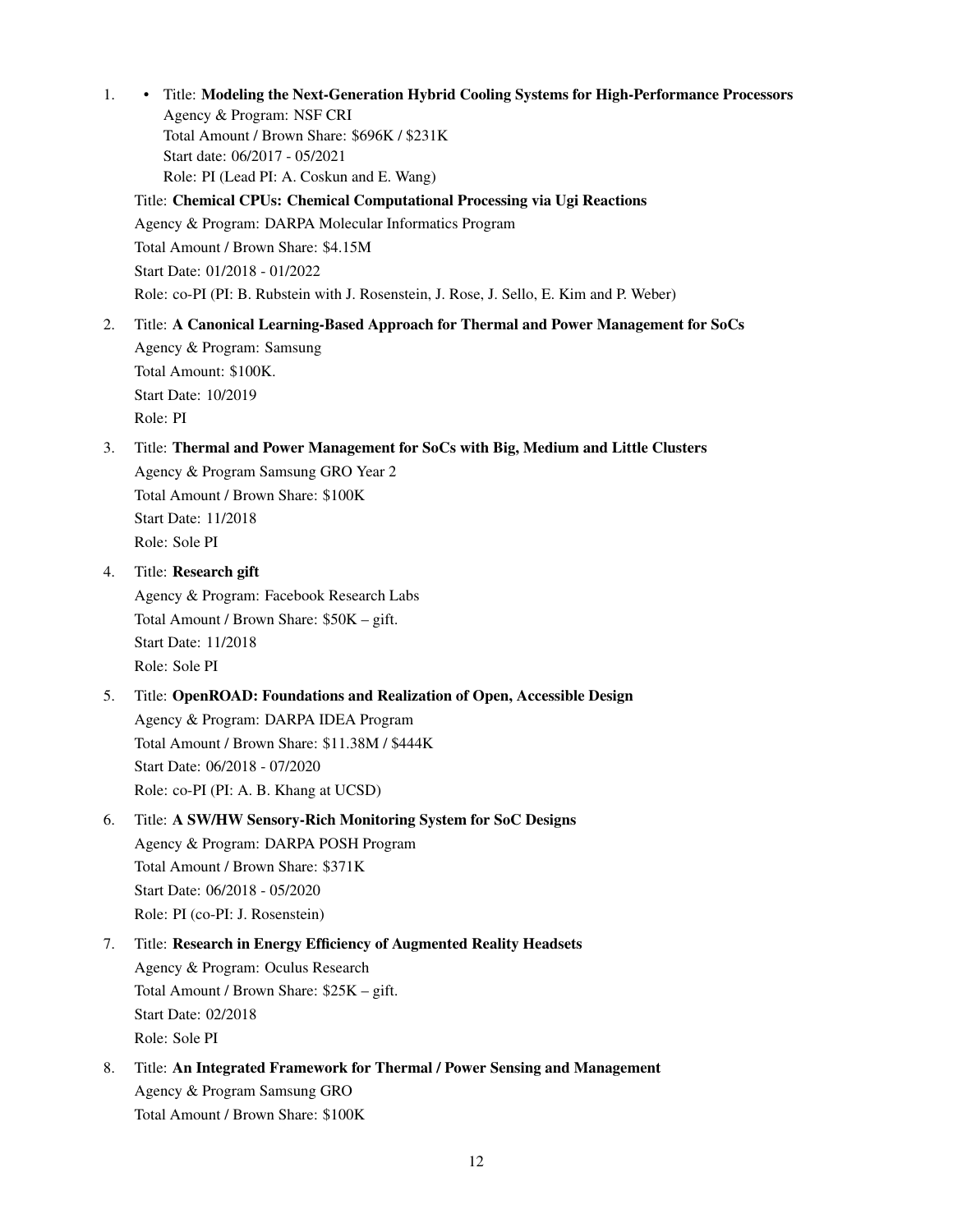1. • Title: **Modeling the Next-Generation Hybrid Cooling Systems for High-Performance Processors**
     Agency & Program: NSF CRI
     Total Amount / Brown Share: $696K / $231K
     Start date: 06/2017 - 05/2021
     Role: PI (Lead PI: A. Coskun and E. Wang)

   Title: **Chemical CPUs: Chemical Computational Processing via Ugi Reactions**
   Agency & Program: DARPA Molecular Informatics Program
   Total Amount / Brown Share: $4.15M
   Start Date: 01/2018 - 01/2022
   Role: co-PI (PI: B. Rubstein with J. Rosenstein, J. Rose, J. Sello, E. Kim and P. Weber)

2. Title: **A Canonical Learning-Based Approach for Thermal and Power Management for SoCs**
   Agency & Program: Samsung
   Total Amount: $100K.
   Start Date: 10/2019
   Role: PI

3. Title: **Thermal and Power Management for SoCs with Big, Medium and Little Clusters**
   Agency & Program Samsung GRO Year 2
   Total Amount / Brown Share: $100K
   Start Date: 11/2018
   Role: Sole PI

4. Title: **Research gift**
   Agency & Program: Facebook Research Labs
   Total Amount / Brown Share: $50K – gift.
   Start Date: 11/2018
   Role: Sole PI

5. Title: **OpenROAD: Foundations and Realization of Open, Accessible Design**
   Agency & Program: DARPA IDEA Program
   Total Amount / Brown Share: $11.38M / $444K
   Start Date: 06/2018 - 07/2020
   Role: co-PI (PI: A. B. Khang at UCSD)

6. Title: **A SW/HW Sensory-Rich Monitoring System for SoC Designs**
   Agency & Program: DARPA POSH Program
   Total Amount / Brown Share: $371K
   Start Date: 06/2018 - 05/2020
   Role: PI (co-PI: J. Rosenstein)

7. Title: **Research in Energy Efficiency of Augmented Reality Headsets**
   Agency & Program: Oculus Research
   Total Amount / Brown Share: $25K – gift.
   Start Date: 02/2018
   Role: Sole PI

8. Title: **An Integrated Framework for Thermal / Power Sensing and Management**
   Agency & Program Samsung GRO
   Total Amount / Brown Share: $100K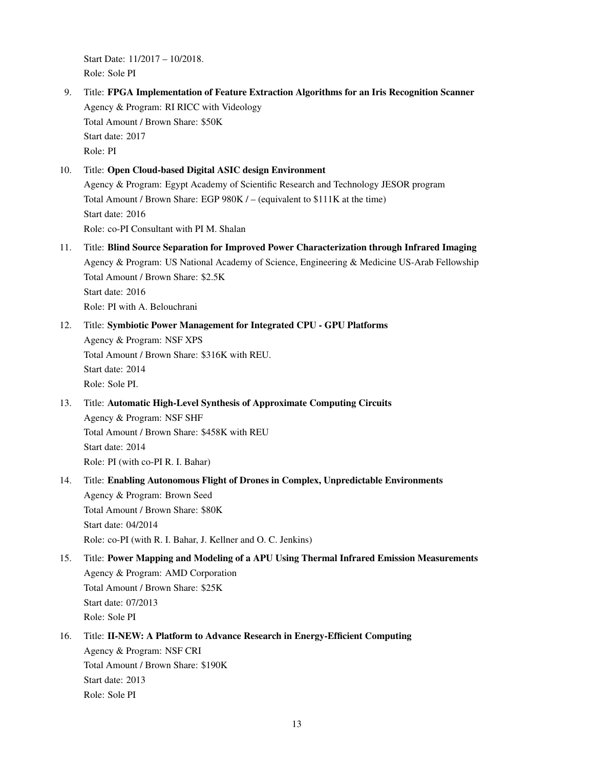Start Date: 11/2017 – 10/2018.
Role: Sole PI

9. Title: **FPGA Implementation of Feature Extraction Algorithms for an Iris Recognition Scanner**
   Agency & Program: RI RICC with Videology
   Total Amount / Brown Share: $50K
   Start date: 2017
   Role: PI

10. Title: **Open Cloud-based Digital ASIC design Environment**
    Agency & Program: Egypt Academy of Scientific Research and Technology JESOR program
    Total Amount / Brown Share: EGP 980K / – (equivalent to $111K at the time)
    Start date: 2016
    Role: co-PI Consultant with PI M. Shalan

11. Title: **Blind Source Separation for Improved Power Characterization through Infrared Imaging**
    Agency & Program: US National Academy of Science, Engineering & Medicine US-Arab Fellowship
    Total Amount / Brown Share: $2.5K
    Start date: 2016
    Role: PI with A. Belouchrani

12. Title: **Symbiotic Power Management for Integrated CPU - GPU Platforms**
    Agency & Program: NSF XPS
    Total Amount / Brown Share: $316K with REU.
    Start date: 2014
    Role: Sole PI.

13. Title: **Automatic High-Level Synthesis of Approximate Computing Circuits**
    Agency & Program: NSF SHF
    Total Amount / Brown Share: $458K with REU
    Start date: 2014
    Role: PI (with co-PI R. I. Bahar)

14. Title: **Enabling Autonomous Flight of Drones in Complex, Unpredictable Environments**
    Agency & Program: Brown Seed
    Total Amount / Brown Share: $80K
    Start date: 04/2014
    Role: co-PI (with R. I. Bahar, J. Kellner and O. C. Jenkins)

15. Title: **Power Mapping and Modeling of a APU Using Thermal Infrared Emission Measurements**
    Agency & Program: AMD Corporation
    Total Amount / Brown Share: $25K
    Start date: 07/2013
    Role: Sole PI

16. Title: **II-NEW: A Platform to Advance Research in Energy-Efficient Computing**
    Agency & Program: NSF CRI
    Total Amount / Brown Share: $190K
    Start date: 2013
    Role: Sole PI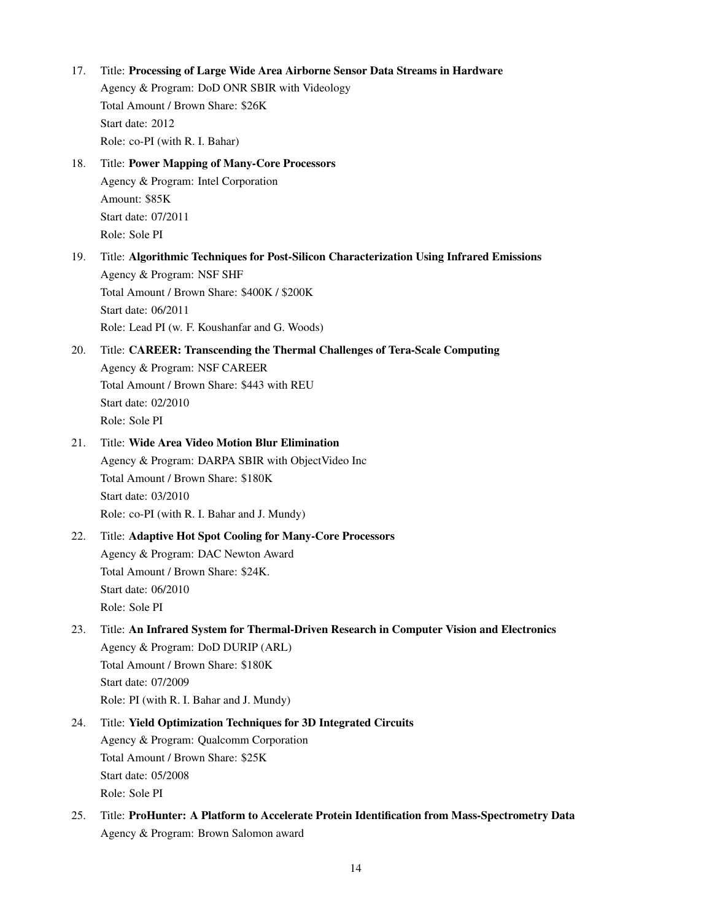17. Title: **Processing of Large Wide Area Airborne Sensor Data Streams in Hardware**
    Agency & Program: DoD ONR SBIR with Videology
    Total Amount / Brown Share: $26K
    Start date: 2012
    Role: co-PI (with R. I. Bahar)

18. Title: **Power Mapping of Many-Core Processors**
    Agency & Program: Intel Corporation
    Amount: $85K
    Start date: 07/2011
    Role: Sole PI

19. Title: **Algorithmic Techniques for Post-Silicon Characterization Using Infrared Emissions**
    Agency & Program: NSF SHF
    Total Amount / Brown Share: $400K / $200K
    Start date: 06/2011
    Role: Lead PI (w. F. Koushanfar and G. Woods)

20. Title: **CAREER: Transcending the Thermal Challenges of Tera-Scale Computing**
    Agency & Program: NSF CAREER
    Total Amount / Brown Share: $443 with REU
    Start date: 02/2010
    Role: Sole PI

21. Title: **Wide Area Video Motion Blur Elimination**
    Agency & Program: DARPA SBIR with ObjectVideo Inc
    Total Amount / Brown Share: $180K
    Start date: 03/2010
    Role: co-PI (with R. I. Bahar and J. Mundy)

22. Title: **Adaptive Hot Spot Cooling for Many-Core Processors**
    Agency & Program: DAC Newton Award
    Total Amount / Brown Share: $24K.
    Start date: 06/2010
    Role: Sole PI

23. Title: **An Infrared System for Thermal-Driven Research in Computer Vision and Electronics**
    Agency & Program: DoD DURIP (ARL)
    Total Amount / Brown Share: $180K
    Start date: 07/2009
    Role: PI (with R. I. Bahar and J. Mundy)

24. Title: **Yield Optimization Techniques for 3D Integrated Circuits**
    Agency & Program: Qualcomm Corporation
    Total Amount / Brown Share: $25K
    Start date: 05/2008
    Role: Sole PI

25. Title: **ProHunter: A Platform to Accelerate Protein Identification from Mass-Spectrometry Data**
    Agency & Program: Brown Salomon award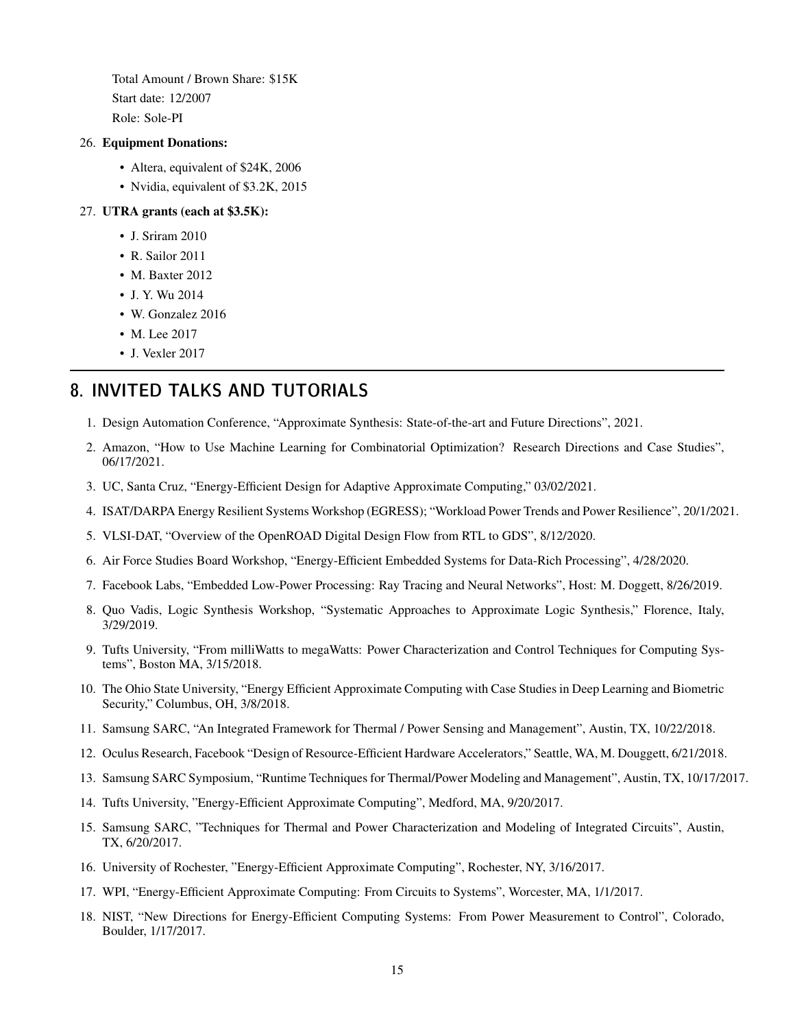Total Amount / Brown Share: $15K

Start date: 12/2007

Role: Sole-PI

26. **Equipment Donations:**
    - Altera, equivalent of $24K, 2006
    - Nvidia, equivalent of $3.2K, 2015
27. **UTRA grants (each at $3.5K):**
    - J. Sriram 2010
    - R. Sailor 2011
    - M. Baxter 2012
    - J. Y. Wu 2014
    - W. Gonzalez 2016
    - M. Lee 2017
    - J. Vexler 2017

## 8. INVITED TALKS AND TUTORIALS

1. Design Automation Conference, "Approximate Synthesis: State-of-the-art and Future Directions", 2021.
2. Amazon, "How to Use Machine Learning for Combinatorial Optimization? Research Directions and Case Studies", 06/17/2021.
3. UC, Santa Cruz, "Energy-Efficient Design for Adaptive Approximate Computing," 03/02/2021.
4. ISAT/DARPA Energy Resilient Systems Workshop (EGRESS); "Workload Power Trends and Power Resilience", 20/1/2021.
5. VLSI-DAT, "Overview of the OpenROAD Digital Design Flow from RTL to GDS", 8/12/2020.
6. Air Force Studies Board Workshop, "Energy-Efficient Embedded Systems for Data-Rich Processing", 4/28/2020.
7. Facebook Labs, "Embedded Low-Power Processing: Ray Tracing and Neural Networks", Host: M. Doggett, 8/26/2019.
8. Quo Vadis, Logic Synthesis Workshop, "Systematic Approaches to Approximate Logic Synthesis," Florence, Italy, 3/29/2019.
9. Tufts University, "From milliWatts to megaWatts: Power Characterization and Control Techniques for Computing Systems", Boston MA, 3/15/2018.
10. The Ohio State University, "Energy Efficient Approximate Computing with Case Studies in Deep Learning and Biometric Security," Columbus, OH, 3/8/2018.
11. Samsung SARC, "An Integrated Framework for Thermal / Power Sensing and Management", Austin, TX, 10/22/2018.
12. Oculus Research, Facebook "Design of Resource-Efficient Hardware Accelerators," Seattle, WA, M. Douggett, 6/21/2018.
13. Samsung SARC Symposium, "Runtime Techniques for Thermal/Power Modeling and Management", Austin, TX, 10/17/2017.
14. Tufts University, "Energy-Efficient Approximate Computing", Medford, MA, 9/20/2017.
15. Samsung SARC, "Techniques for Thermal and Power Characterization and Modeling of Integrated Circuits", Austin, TX, 6/20/2017.
16. University of Rochester, "Energy-Efficient Approximate Computing", Rochester, NY, 3/16/2017.
17. WPI, "Energy-Efficient Approximate Computing: From Circuits to Systems", Worcester, MA, 1/1/2017.
18. NIST, "New Directions for Energy-Efficient Computing Systems: From Power Measurement to Control", Colorado, Boulder, 1/17/2017.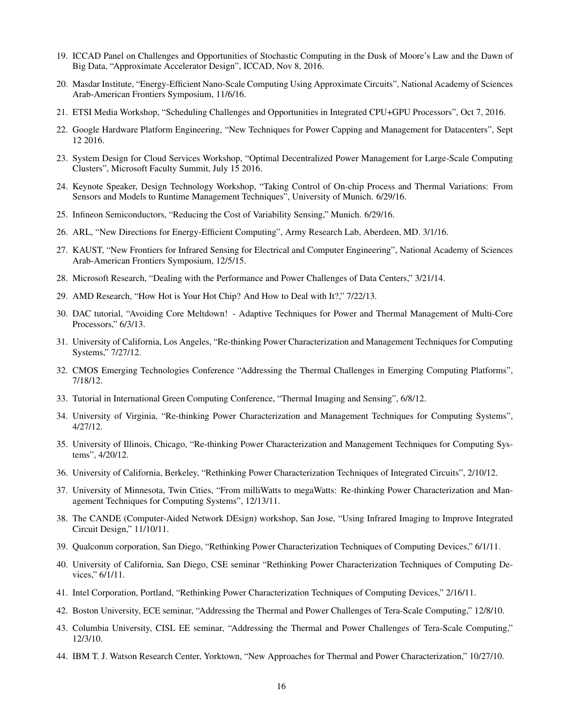19. ICCAD Panel on Challenges and Opportunities of Stochastic Computing in the Dusk of Moore's Law and the Dawn of Big Data, "Approximate Accelerator Design", ICCAD, Nov 8, 2016.

20. Masdar Institute, "Energy-Efficient Nano-Scale Computing Using Approximate Circuits", National Academy of Sciences Arab-American Frontiers Symposium, 11/6/16.

21. ETSI Media Workshop, "Scheduling Challenges and Opportunities in Integrated CPU+GPU Processors", Oct 7, 2016.

22. Google Hardware Platform Engineering, "New Techniques for Power Capping and Management for Datacenters", Sept 12 2016.

23. System Design for Cloud Services Workshop, "Optimal Decentralized Power Management for Large-Scale Computing Clusters", Microsoft Faculty Summit, July 15 2016.

24. Keynote Speaker, Design Technology Workshop, "Taking Control of On-chip Process and Thermal Variations: From Sensors and Models to Runtime Management Techniques", University of Munich. 6/29/16.

25. Infineon Semiconductors, "Reducing the Cost of Variability Sensing," Munich. 6/29/16.

26. ARL, "New Directions for Energy-Efficient Computing", Army Research Lab, Aberdeen, MD. 3/1/16.

27. KAUST, "New Frontiers for Infrared Sensing for Electrical and Computer Engineering", National Academy of Sciences Arab-American Frontiers Symposium, 12/5/15.

28. Microsoft Research, "Dealing with the Performance and Power Challenges of Data Centers," 3/21/14.

29. AMD Research, "How Hot is Your Hot Chip? And How to Deal with It?," 7/22/13.

30. DAC tutorial, "Avoiding Core Meltdown! - Adaptive Techniques for Power and Thermal Management of Multi-Core Processors," 6/3/13.

31. University of California, Los Angeles, "Re-thinking Power Characterization and Management Techniques for Computing Systems," 7/27/12.

32. CMOS Emerging Technologies Conference "Addressing the Thermal Challenges in Emerging Computing Platforms", 7/18/12.

33. Tutorial in International Green Computing Conference, "Thermal Imaging and Sensing", 6/8/12.

34. University of Virginia, "Re-thinking Power Characterization and Management Techniques for Computing Systems", 4/27/12.

35. University of Illinois, Chicago, "Re-thinking Power Characterization and Management Techniques for Computing Systems", 4/20/12.

36. University of California, Berkeley, "Rethinking Power Characterization Techniques of Integrated Circuits", 2/10/12.

37. University of Minnesota, Twin Cities, "From milliWatts to megaWatts: Re-thinking Power Characterization and Management Techniques for Computing Systems", 12/13/11.

38. The CANDE (Computer-Aided Network DEsign) workshop, San Jose, "Using Infrared Imaging to Improve Integrated Circuit Design," 11/10/11.

39. Qualcomm corporation, San Diego, "Rethinking Power Characterization Techniques of Computing Devices," 6/1/11.

40. University of California, San Diego, CSE seminar "Rethinking Power Characterization Techniques of Computing Devices," 6/1/11.

41. Intel Corporation, Portland, "Rethinking Power Characterization Techniques of Computing Devices," 2/16/11.

42. Boston University, ECE seminar, "Addressing the Thermal and Power Challenges of Tera-Scale Computing," 12/8/10.

43. Columbia University, CISL EE seminar, "Addressing the Thermal and Power Challenges of Tera-Scale Computing," 12/3/10.

44. IBM T. J. Watson Research Center, Yorktown, "New Approaches for Thermal and Power Characterization," 10/27/10.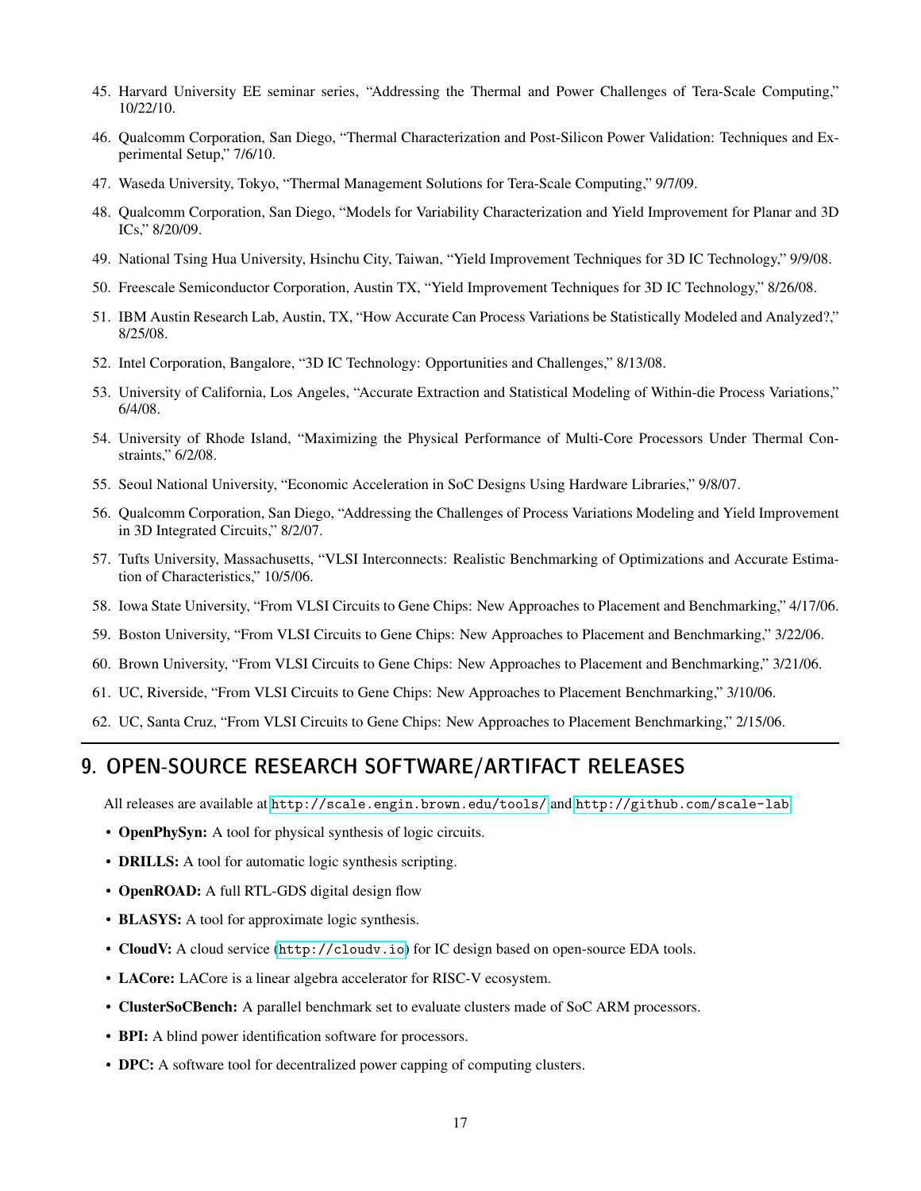45. Harvard University EE seminar series, “Addressing the Thermal and Power Challenges of Tera-Scale Computing,” 10/22/10.

46. Qualcomm Corporation, San Diego, “Thermal Characterization and Post-Silicon Power Validation: Techniques and Experimental Setup,” 7/6/10.

47. Waseda University, Tokyo, “Thermal Management Solutions for Tera-Scale Computing,” 9/7/09.

48. Qualcomm Corporation, San Diego, “Models for Variability Characterization and Yield Improvement for Planar and 3D ICs,” 8/20/09.

49. National Tsing Hua University, Hsinchu City, Taiwan, “Yield Improvement Techniques for 3D IC Technology,” 9/9/08.

50. Freescale Semiconductor Corporation, Austin TX, “Yield Improvement Techniques for 3D IC Technology,” 8/26/08.

51. IBM Austin Research Lab, Austin, TX, “How Accurate Can Process Variations be Statistically Modeled and Analyzed?,” 8/25/08.

52. Intel Corporation, Bangalore, “3D IC Technology: Opportunities and Challenges,” 8/13/08.

53. University of California, Los Angeles, “Accurate Extraction and Statistical Modeling of Within-die Process Variations,” 6/4/08.

54. University of Rhode Island, “Maximizing the Physical Performance of Multi-Core Processors Under Thermal Constraints,” 6/2/08.

55. Seoul National University, “Economic Acceleration in SoC Designs Using Hardware Libraries,” 9/8/07.

56. Qualcomm Corporation, San Diego, “Addressing the Challenges of Process Variations Modeling and Yield Improvement in 3D Integrated Circuits,” 8/2/07.

57. Tufts University, Massachusetts, “VLSI Interconnects: Realistic Benchmarking of Optimizations and Accurate Estimation of Characteristics,” 10/5/06.

58. Iowa State University, “From VLSI Circuits to Gene Chips: New Approaches to Placement and Benchmarking,” 4/17/06.

59. Boston University, “From VLSI Circuits to Gene Chips: New Approaches to Placement and Benchmarking,” 3/22/06.

60. Brown University, “From VLSI Circuits to Gene Chips: New Approaches to Placement and Benchmarking,” 3/21/06.

61. UC, Riverside, “From VLSI Circuits to Gene Chips: New Approaches to Placement Benchmarking,” 3/10/06.

62. UC, Santa Cruz, “From VLSI Circuits to Gene Chips: New Approaches to Placement Benchmarking,” 2/15/06.

## 9. OPEN-SOURCE RESEARCH SOFTWARE/ARTIFACT RELEASES

All releases are available at http://scale.engin.brown.edu/tools/ and http://github.com/scale-lab

- **OpenPhySyn:** A tool for physical synthesis of logic circuits.
- **DRILLS:** A tool for automatic logic synthesis scripting.
- **OpenROAD:** A full RTL-GDS digital design flow
- **BLASYS:** A tool for approximate logic synthesis.
- **CloudV:** A cloud service (http://cloudv.io) for IC design based on open-source EDA tools.
- **LACore:** LACore is a linear algebra accelerator for RISC-V ecosystem.
- **ClusterSoCBench:** A parallel benchmark set to evaluate clusters made of SoC ARM processors.
- **BPI:** A blind power identification software for processors.
- **DPC:** A software tool for decentralized power capping of computing clusters.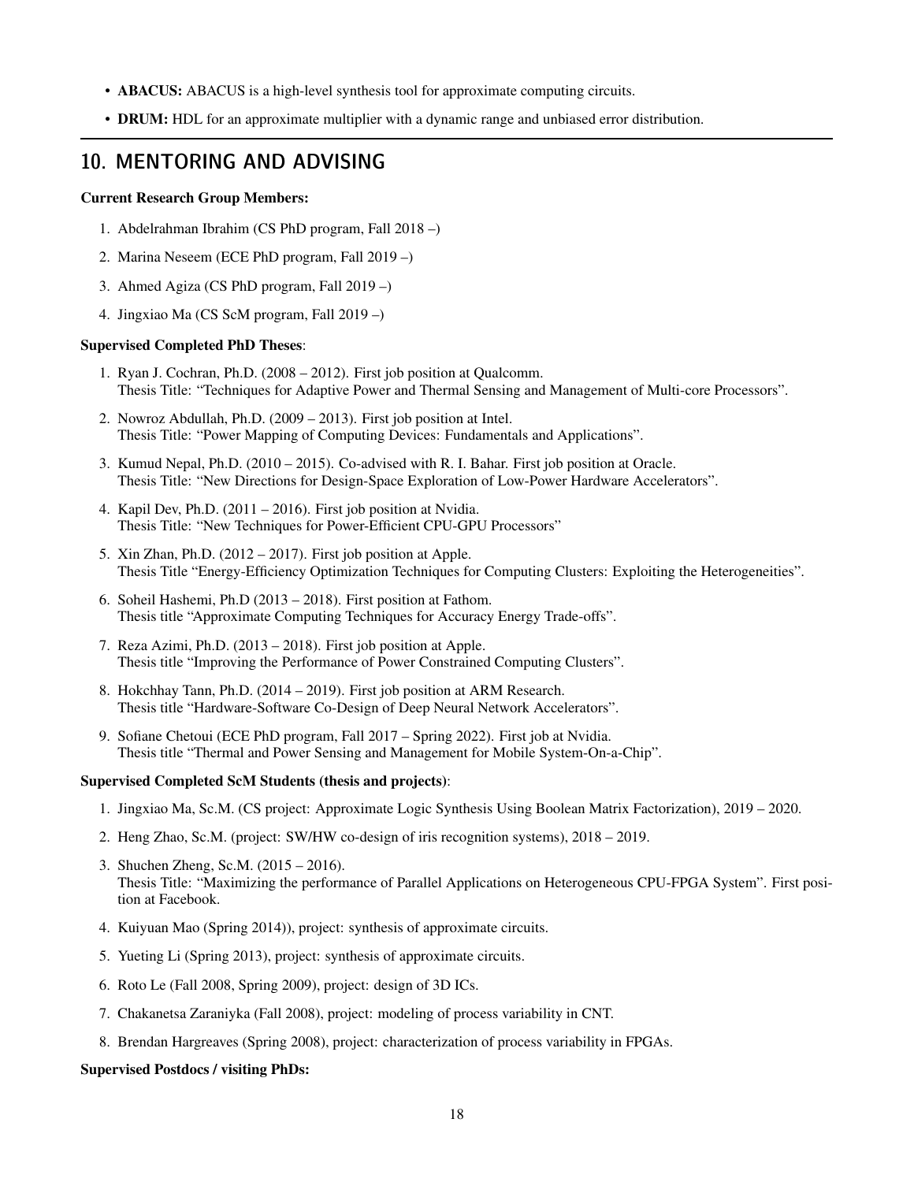- **ABACUS:** ABACUS is a high-level synthesis tool for approximate computing circuits.
- **DRUM:** HDL for an approximate multiplier with a dynamic range and unbiased error distribution.

## 10. MENTORING AND ADVISING

**Current Research Group Members:**

1. Abdelrahman Ibrahim (CS PhD program, Fall 2018 –)
2. Marina Neseem (ECE PhD program, Fall 2019 –)
3. Ahmed Agiza (CS PhD program, Fall 2019 –)
4. Jingxiao Ma (CS ScM program, Fall 2019 –)

**Supervised Completed PhD Theses**:

1. Ryan J. Cochran, Ph.D. (2008 – 2012). First job position at Qualcomm.
   Thesis Title: "Techniques for Adaptive Power and Thermal Sensing and Management of Multi-core Processors".
2. Nowroz Abdullah, Ph.D. (2009 – 2013). First job position at Intel.
   Thesis Title: "Power Mapping of Computing Devices: Fundamentals and Applications".
3. Kumud Nepal, Ph.D. (2010 – 2015). Co-advised with R. I. Bahar. First job position at Oracle.
   Thesis Title: "New Directions for Design-Space Exploration of Low-Power Hardware Accelerators".
4. Kapil Dev, Ph.D. (2011 – 2016). First job position at Nvidia.
   Thesis Title: "New Techniques for Power-Efficient CPU-GPU Processors"
5. Xin Zhan, Ph.D. (2012 – 2017). First job position at Apple.
   Thesis Title "Energy-Efficiency Optimization Techniques for Computing Clusters: Exploiting the Heterogeneities".
6. Soheil Hashemi, Ph.D (2013 – 2018). First position at Fathom.
   Thesis title "Approximate Computing Techniques for Accuracy Energy Trade-offs".
7. Reza Azimi, Ph.D. (2013 – 2018). First job position at Apple.
   Thesis title "Improving the Performance of Power Constrained Computing Clusters".
8. Hokchhay Tann, Ph.D. (2014 – 2019). First job position at ARM Research.
   Thesis title "Hardware-Software Co-Design of Deep Neural Network Accelerators".
9. Sofiane Chetoui (ECE PhD program, Fall 2017 – Spring 2022). First job at Nvidia.
   Thesis title "Thermal and Power Sensing and Management for Mobile System-On-a-Chip".

**Supervised Completed ScM Students (thesis and projects)**:

1. Jingxiao Ma, Sc.M. (CS project: Approximate Logic Synthesis Using Boolean Matrix Factorization), 2019 – 2020.
2. Heng Zhao, Sc.M. (project: SW/HW co-design of iris recognition systems), 2018 – 2019.
3. Shuchen Zheng, Sc.M. (2015 – 2016).
   Thesis Title: "Maximizing the performance of Parallel Applications on Heterogeneous CPU-FPGA System". First position at Facebook.
4. Kuiyuan Mao (Spring 2014)), project: synthesis of approximate circuits.
5. Yueting Li (Spring 2013), project: synthesis of approximate circuits.
6. Roto Le (Fall 2008, Spring 2009), project: design of 3D ICs.
7. Chakanetsa Zaraniyka (Fall 2008), project: modeling of process variability in CNT.
8. Brendan Hargreaves (Spring 2008), project: characterization of process variability in FPGAs.

**Supervised Postdocs / visiting PhDs:**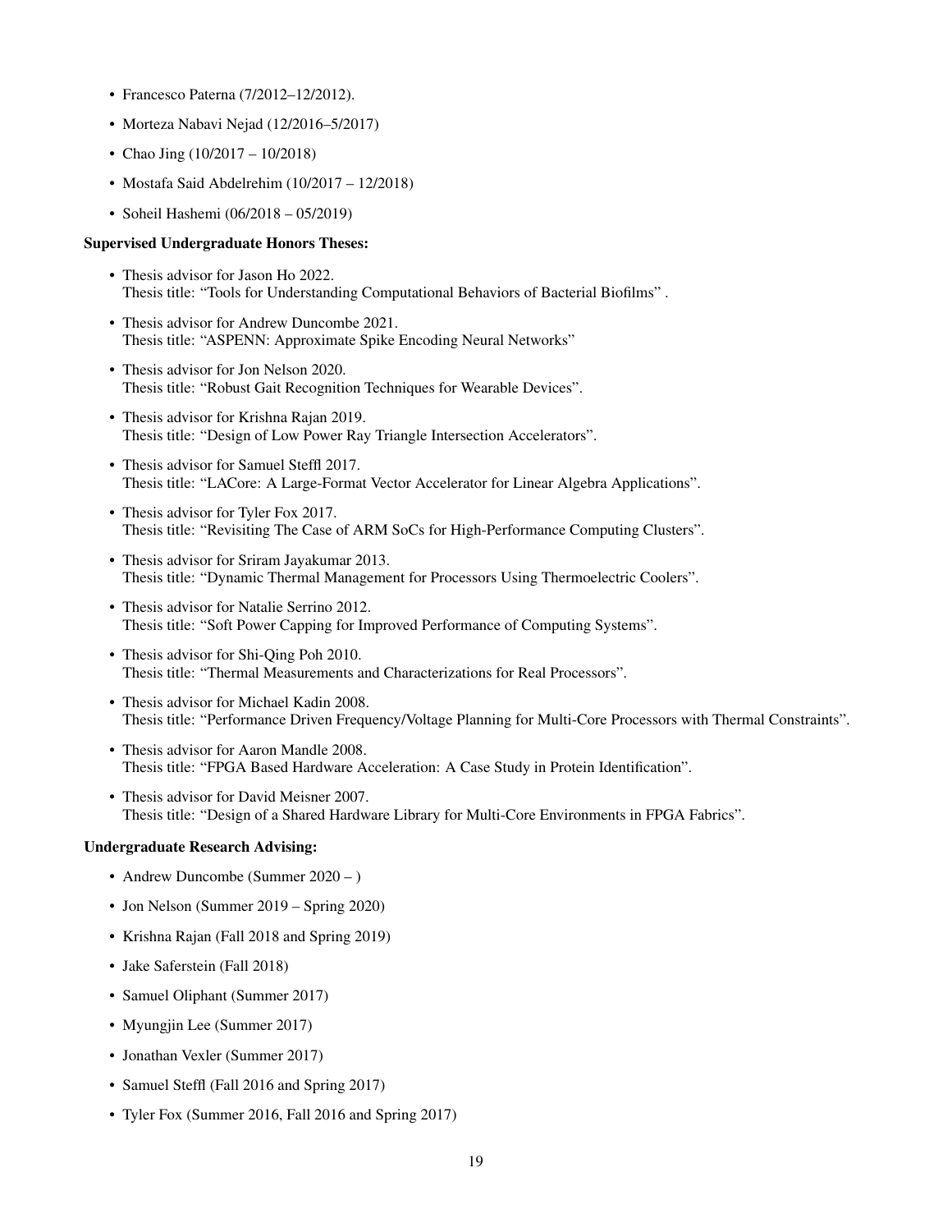- Francesco Paterna (7/2012–12/2012).
- Morteza Nabavi Nejad (12/2016–5/2017)
- Chao Jing (10/2017 – 10/2018)
- Mostafa Said Abdelrehim (10/2017 – 12/2018)
- Soheil Hashemi (06/2018 – 05/2019)

**Supervised Undergraduate Honors Theses:**

- Thesis advisor for Jason Ho 2022.
  Thesis title: "Tools for Understanding Computational Behaviors of Bacterial Biofilms" .
- Thesis advisor for Andrew Duncombe 2021.
  Thesis title: "ASPENN: Approximate Spike Encoding Neural Networks"
- Thesis advisor for Jon Nelson 2020.
  Thesis title: "Robust Gait Recognition Techniques for Wearable Devices".
- Thesis advisor for Krishna Rajan 2019.
  Thesis title: "Design of Low Power Ray Triangle Intersection Accelerators".
- Thesis advisor for Samuel Steffl 2017.
  Thesis title: "LACore: A Large-Format Vector Accelerator for Linear Algebra Applications".
- Thesis advisor for Tyler Fox 2017.
  Thesis title: "Revisiting The Case of ARM SoCs for High-Performance Computing Clusters".
- Thesis advisor for Sriram Jayakumar 2013.
  Thesis title: "Dynamic Thermal Management for Processors Using Thermoelectric Coolers".
- Thesis advisor for Natalie Serrino 2012.
  Thesis title: "Soft Power Capping for Improved Performance of Computing Systems".
- Thesis advisor for Shi-Qing Poh 2010.
  Thesis title: "Thermal Measurements and Characterizations for Real Processors".
- Thesis advisor for Michael Kadin 2008.
  Thesis title: "Performance Driven Frequency/Voltage Planning for Multi-Core Processors with Thermal Constraints".
- Thesis advisor for Aaron Mandle 2008.
  Thesis title: "FPGA Based Hardware Acceleration: A Case Study in Protein Identification".
- Thesis advisor for David Meisner 2007.
  Thesis title: "Design of a Shared Hardware Library for Multi-Core Environments in FPGA Fabrics".

**Undergraduate Research Advising:**

- Andrew Duncombe (Summer 2020 – )
- Jon Nelson (Summer 2019 – Spring 2020)
- Krishna Rajan (Fall 2018 and Spring 2019)
- Jake Saferstein (Fall 2018)
- Samuel Oliphant (Summer 2017)
- Myungjin Lee (Summer 2017)
- Jonathan Vexler (Summer 2017)
- Samuel Steffl (Fall 2016 and Spring 2017)
- Tyler Fox (Summer 2016, Fall 2016 and Spring 2017)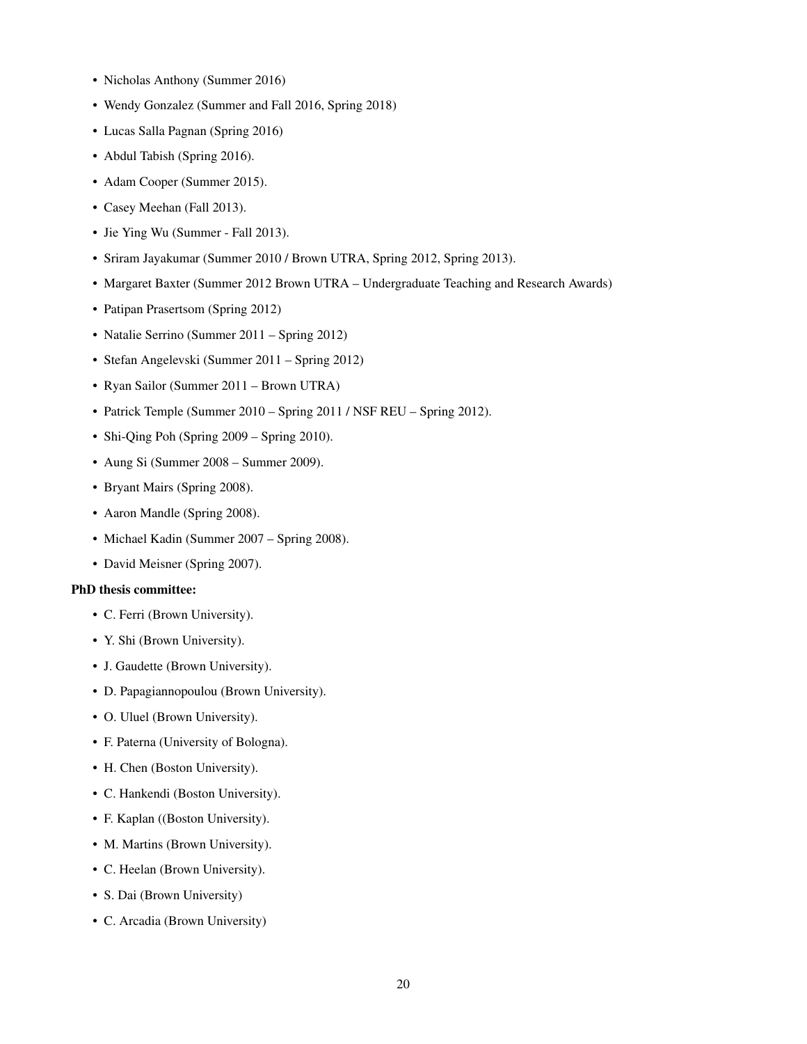- Nicholas Anthony (Summer 2016)
- Wendy Gonzalez (Summer and Fall 2016, Spring 2018)
- Lucas Salla Pagnan (Spring 2016)
- Abdul Tabish (Spring 2016).
- Adam Cooper (Summer 2015).
- Casey Meehan (Fall 2013).
- Jie Ying Wu (Summer - Fall 2013).
- Sriram Jayakumar (Summer 2010 / Brown UTRA, Spring 2012, Spring 2013).
- Margaret Baxter (Summer 2012 Brown UTRA – Undergraduate Teaching and Research Awards)
- Patipan Prasertsom (Spring 2012)
- Natalie Serrino (Summer 2011 – Spring 2012)
- Stefan Angelevski (Summer 2011 – Spring 2012)
- Ryan Sailor (Summer 2011 – Brown UTRA)
- Patrick Temple (Summer 2010 – Spring 2011 / NSF REU – Spring 2012).
- Shi-Qing Poh (Spring 2009 – Spring 2010).
- Aung Si (Summer 2008 – Summer 2009).
- Bryant Mairs (Spring 2008).
- Aaron Mandle (Spring 2008).
- Michael Kadin (Summer 2007 – Spring 2008).
- David Meisner (Spring 2007).

**PhD thesis committee:**

- C. Ferri (Brown University).
- Y. Shi (Brown University).
- J. Gaudette (Brown University).
- D. Papagiannopoulou (Brown University).
- O. Uluel (Brown University).
- F. Paterna (University of Bologna).
- H. Chen (Boston University).
- C. Hankendi (Boston University).
- F. Kaplan ((Boston University).
- M. Martins (Brown University).
- C. Heelan (Brown University).
- S. Dai (Brown University)
- C. Arcadia (Brown University)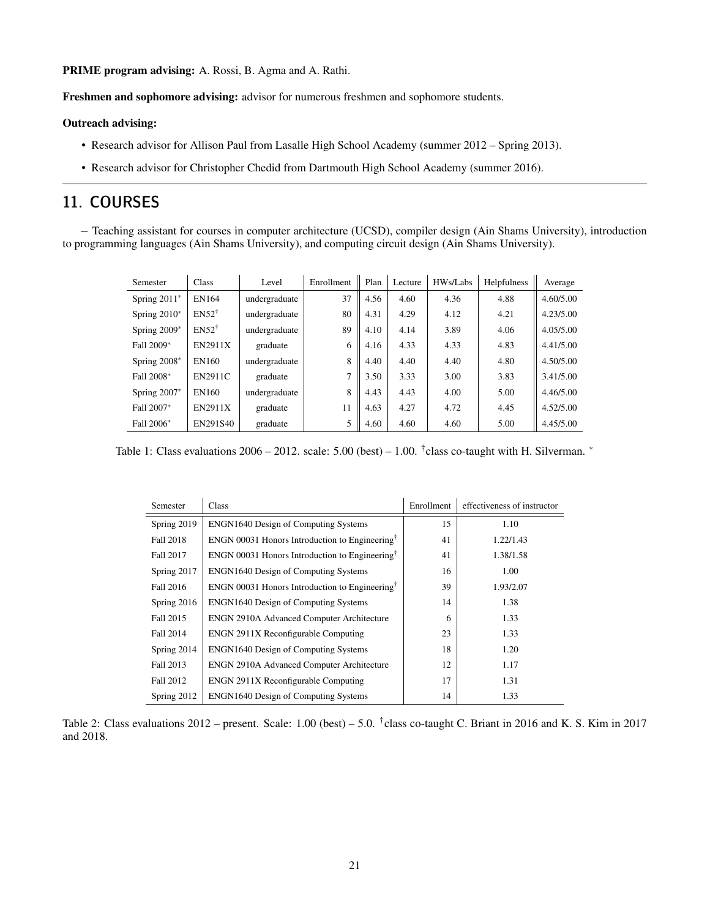**PRIME program advising:** A. Rossi, B. Agma and A. Rathi.

**Freshmen and sophomore advising:** advisor for numerous freshmen and sophomore students.

**Outreach advising:**

- Research advisor for Allison Paul from Lasalle High School Academy (summer 2012 – Spring 2013).
- Research advisor for Christopher Chedid from Dartmouth High School Academy (summer 2016).

## 11. COURSES

– Teaching assistant for courses in computer architecture (UCSD), compiler design (Ain Shams University), introduction to programming languages (Ain Shams University), and computing circuit design (Ain Shams University).

| Semester | Class | Level | Enrollment | Plan | Lecture | HWs/Labs | Helpfulness | Average |
|---|---|---|---|---|---|---|---|---|
| Spring 2011* | EN164 | undergraduate | 37 | 4.56 | 4.60 | 4.36 | 4.88 | 4.60/5.00 |
| Spring 2010* | EN52† | undergraduate | 80 | 4.31 | 4.29 | 4.12 | 4.21 | 4.23/5.00 |
| Spring 2009* | EN52† | undergraduate | 89 | 4.10 | 4.14 | 3.89 | 4.06 | 4.05/5.00 |
| Fall 2009* | EN2911X | graduate | 6 | 4.16 | 4.33 | 4.33 | 4.83 | 4.41/5.00 |
| Spring 2008* | EN160 | undergraduate | 8 | 4.40 | 4.40 | 4.40 | 4.80 | 4.50/5.00 |
| Fall 2008* | EN2911C | graduate | 7 | 3.50 | 3.33 | 3.00 | 3.83 | 3.41/5.00 |
| Spring 2007* | EN160 | undergraduate | 8 | 4.43 | 4.43 | 4.00 | 5.00 | 4.46/5.00 |
| Fall 2007* | EN2911X | graduate | 11 | 4.63 | 4.27 | 4.72 | 4.45 | 4.52/5.00 |
| Fall 2006* | EN291S40 | graduate | 5 | 4.60 | 4.60 | 4.60 | 5.00 | 4.45/5.00 |

Table 1: Class evaluations 2006 – 2012. scale: 5.00 (best) – 1.00. †class co-taught with H. Silverman. *

| Semester | Class | Enrollment | effectiveness of instructor |
|---|---|---|---|
| Spring 2019 | ENGN1640 Design of Computing Systems | 15 | 1.10 |
| Fall 2018 | ENGN 00031 Honors Introduction to Engineering† | 41 | 1.22/1.43 |
| Fall 2017 | ENGN 00031 Honors Introduction to Engineering† | 41 | 1.38/1.58 |
| Spring 2017 | ENGN1640 Design of Computing Systems | 16 | 1.00 |
| Fall 2016 | ENGN 00031 Honors Introduction to Engineering† | 39 | 1.93/2.07 |
| Spring 2016 | ENGN1640 Design of Computing Systems | 14 | 1.38 |
| Fall 2015 | ENGN 2910A Advanced Computer Architecture | 6 | 1.33 |
| Fall 2014 | ENGN 2911X Reconfigurable Computing | 23 | 1.33 |
| Spring 2014 | ENGN1640 Design of Computing Systems | 18 | 1.20 |
| Fall 2013 | ENGN 2910A Advanced Computer Architecture | 12 | 1.17 |
| Fall 2012 | ENGN 2911X Reconfigurable Computing | 17 | 1.31 |
| Spring 2012 | ENGN1640 Design of Computing Systems | 14 | 1.33 |

Table 2: Class evaluations 2012 – present. Scale: 1.00 (best) – 5.0. †class co-taught C. Briant in 2016 and K. S. Kim in 2017 and 2018.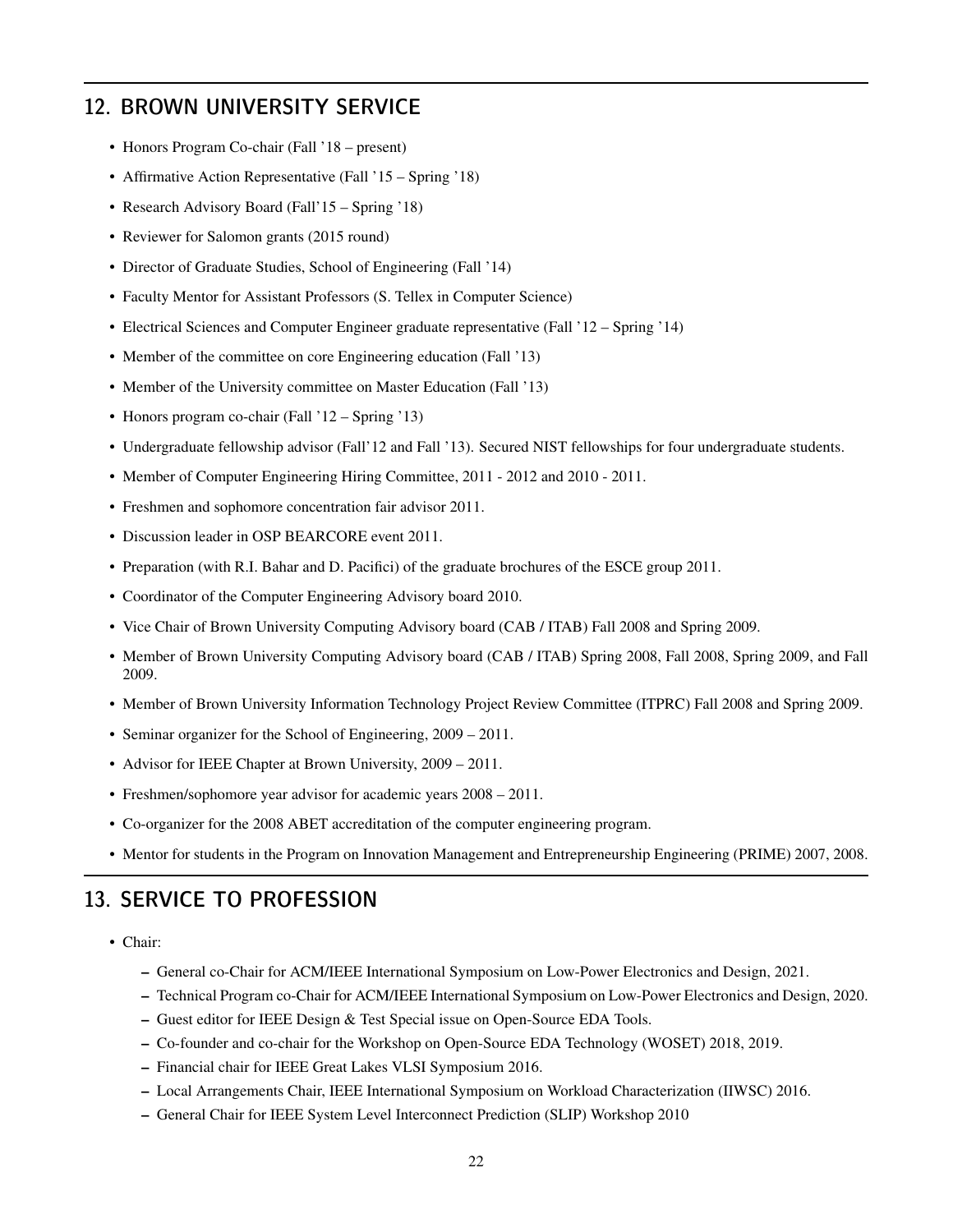## 12. BROWN UNIVERSITY SERVICE

- Honors Program Co-chair (Fall '18 – present)
- Affirmative Action Representative (Fall '15 – Spring '18)
- Research Advisory Board (Fall'15 – Spring '18)
- Reviewer for Salomon grants (2015 round)
- Director of Graduate Studies, School of Engineering (Fall '14)
- Faculty Mentor for Assistant Professors (S. Tellex in Computer Science)
- Electrical Sciences and Computer Engineer graduate representative (Fall '12 – Spring '14)
- Member of the committee on core Engineering education (Fall '13)
- Member of the University committee on Master Education (Fall '13)
- Honors program co-chair (Fall '12 – Spring '13)
- Undergraduate fellowship advisor (Fall'12 and Fall '13). Secured NIST fellowships for four undergraduate students.
- Member of Computer Engineering Hiring Committee, 2011 - 2012 and 2010 - 2011.
- Freshmen and sophomore concentration fair advisor 2011.
- Discussion leader in OSP BEARCORE event 2011.
- Preparation (with R.I. Bahar and D. Pacifici) of the graduate brochures of the ESCE group 2011.
- Coordinator of the Computer Engineering Advisory board 2010.
- Vice Chair of Brown University Computing Advisory board (CAB / ITAB) Fall 2008 and Spring 2009.
- Member of Brown University Computing Advisory board (CAB / ITAB) Spring 2008, Fall 2008, Spring 2009, and Fall 2009.
- Member of Brown University Information Technology Project Review Committee (ITPRC) Fall 2008 and Spring 2009.
- Seminar organizer for the School of Engineering, 2009 – 2011.
- Advisor for IEEE Chapter at Brown University, 2009 – 2011.
- Freshmen/sophomore year advisor for academic years 2008 – 2011.
- Co-organizer for the 2008 ABET accreditation of the computer engineering program.
- Mentor for students in the Program on Innovation Management and Entrepreneurship Engineering (PRIME) 2007, 2008.

## 13. SERVICE TO PROFESSION

- Chair:
  - General co-Chair for ACM/IEEE International Symposium on Low-Power Electronics and Design, 2021.
  - Technical Program co-Chair for ACM/IEEE International Symposium on Low-Power Electronics and Design, 2020.
  - Guest editor for IEEE Design & Test Special issue on Open-Source EDA Tools.
  - Co-founder and co-chair for the Workshop on Open-Source EDA Technology (WOSET) 2018, 2019.
  - Financial chair for IEEE Great Lakes VLSI Symposium 2016.
  - Local Arrangements Chair, IEEE International Symposium on Workload Characterization (IIWSC) 2016.
  - General Chair for IEEE System Level Interconnect Prediction (SLIP) Workshop 2010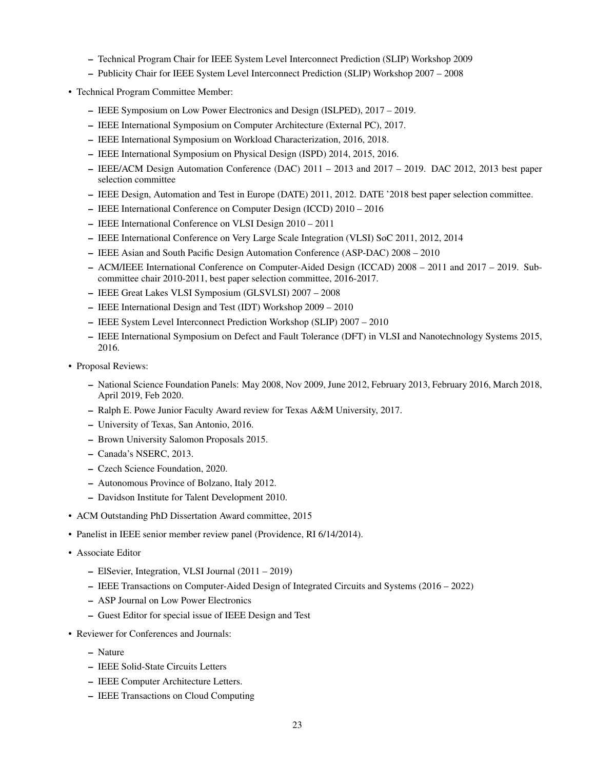- Technical Program Chair for IEEE System Level Interconnect Prediction (SLIP) Workshop 2009
  - Publicity Chair for IEEE System Level Interconnect Prediction (SLIP) Workshop 2007 – 2008
- Technical Program Committee Member:
  - IEEE Symposium on Low Power Electronics and Design (ISLPED), 2017 – 2019.
  - IEEE International Symposium on Computer Architecture (External PC), 2017.
  - IEEE International Symposium on Workload Characterization, 2016, 2018.
  - IEEE International Symposium on Physical Design (ISPD) 2014, 2015, 2016.
  - IEEE/ACM Design Automation Conference (DAC) 2011 – 2013 and 2017 – 2019. DAC 2012, 2013 best paper selection committee
  - IEEE Design, Automation and Test in Europe (DATE) 2011, 2012. DATE '2018 best paper selection committee.
  - IEEE International Conference on Computer Design (ICCD) 2010 – 2016
  - IEEE International Conference on VLSI Design 2010 – 2011
  - IEEE International Conference on Very Large Scale Integration (VLSI) SoC 2011, 2012, 2014
  - IEEE Asian and South Pacific Design Automation Conference (ASP-DAC) 2008 – 2010
  - ACM/IEEE International Conference on Computer-Aided Design (ICCAD) 2008 – 2011 and 2017 – 2019. Subcommittee chair 2010-2011, best paper selection committee, 2016-2017.
  - IEEE Great Lakes VLSI Symposium (GLSVLSI) 2007 – 2008
  - IEEE International Design and Test (IDT) Workshop 2009 – 2010
  - IEEE System Level Interconnect Prediction Workshop (SLIP) 2007 – 2010
  - IEEE International Symposium on Defect and Fault Tolerance (DFT) in VLSI and Nanotechnology Systems 2015, 2016.
- Proposal Reviews:
  - National Science Foundation Panels: May 2008, Nov 2009, June 2012, February 2013, February 2016, March 2018, April 2019, Feb 2020.
  - Ralph E. Powe Junior Faculty Award review for Texas A&M University, 2017.
  - University of Texas, San Antonio, 2016.
  - Brown University Salomon Proposals 2015.
  - Canada's NSERC, 2013.
  - Czech Science Foundation, 2020.
  - Autonomous Province of Bolzano, Italy 2012.
  - Davidson Institute for Talent Development 2010.
- ACM Outstanding PhD Dissertation Award committee, 2015
- Panelist in IEEE senior member review panel (Providence, RI 6/14/2014).
- Associate Editor
  - ElSevier, Integration, VLSI Journal (2011 – 2019)
  - IEEE Transactions on Computer-Aided Design of Integrated Circuits and Systems (2016 – 2022)
  - ASP Journal on Low Power Electronics
  - Guest Editor for special issue of IEEE Design and Test
- Reviewer for Conferences and Journals:
  - Nature
  - IEEE Solid-State Circuits Letters
  - IEEE Computer Architecture Letters.
  - IEEE Transactions on Cloud Computing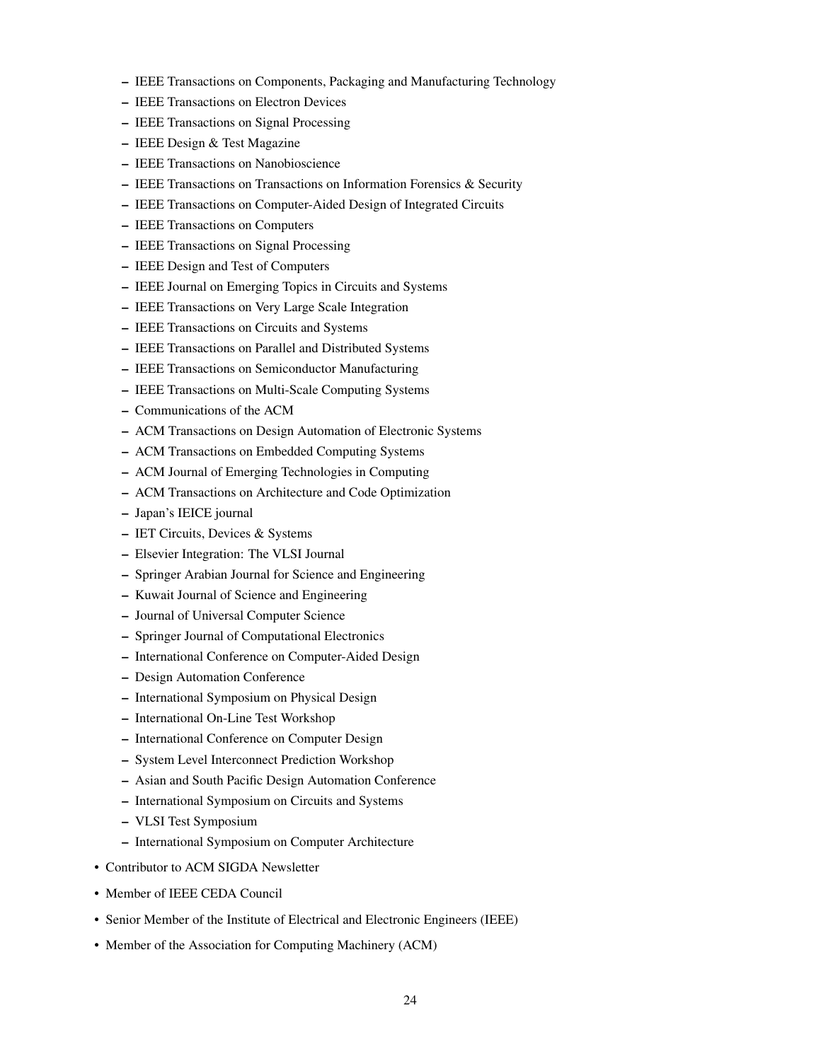- IEEE Transactions on Components, Packaging and Manufacturing Technology
  - IEEE Transactions on Electron Devices
  - IEEE Transactions on Signal Processing
  - IEEE Design & Test Magazine
  - IEEE Transactions on Nanobioscience
  - IEEE Transactions on Transactions on Information Forensics & Security
  - IEEE Transactions on Computer-Aided Design of Integrated Circuits
  - IEEE Transactions on Computers
  - IEEE Transactions on Signal Processing
  - IEEE Design and Test of Computers
  - IEEE Journal on Emerging Topics in Circuits and Systems
  - IEEE Transactions on Very Large Scale Integration
  - IEEE Transactions on Circuits and Systems
  - IEEE Transactions on Parallel and Distributed Systems
  - IEEE Transactions on Semiconductor Manufacturing
  - IEEE Transactions on Multi-Scale Computing Systems
  - Communications of the ACM
  - ACM Transactions on Design Automation of Electronic Systems
  - ACM Transactions on Embedded Computing Systems
  - ACM Journal of Emerging Technologies in Computing
  - ACM Transactions on Architecture and Code Optimization
  - Japan's IEICE journal
  - IET Circuits, Devices & Systems
  - Elsevier Integration: The VLSI Journal
  - Springer Arabian Journal for Science and Engineering
  - Kuwait Journal of Science and Engineering
  - Journal of Universal Computer Science
  - Springer Journal of Computational Electronics
  - International Conference on Computer-Aided Design
  - Design Automation Conference
  - International Symposium on Physical Design
  - International On-Line Test Workshop
  - International Conference on Computer Design
  - System Level Interconnect Prediction Workshop
  - Asian and South Pacific Design Automation Conference
  - International Symposium on Circuits and Systems
  - VLSI Test Symposium
  - International Symposium on Computer Architecture

- Contributor to ACM SIGDA Newsletter
- Member of IEEE CEDA Council
- Senior Member of the Institute of Electrical and Electronic Engineers (IEEE)
- Member of the Association for Computing Machinery (ACM)